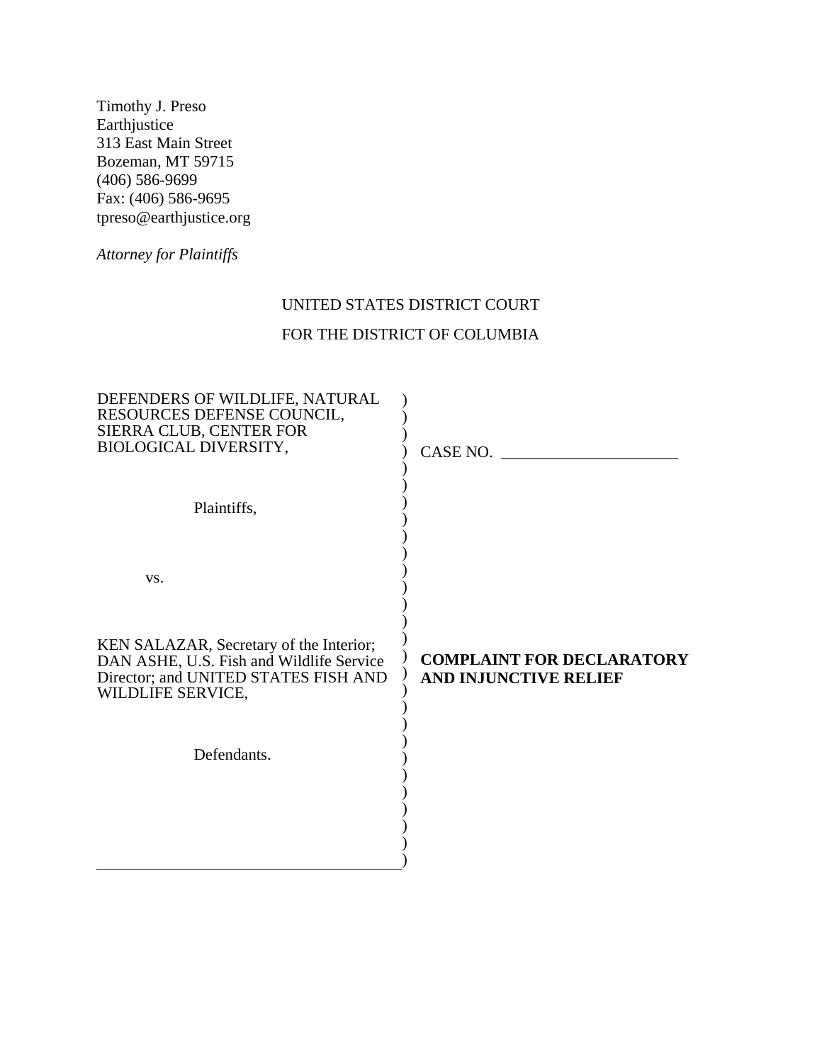Timothy J. Preso
Earthjustice
313 East Main Street
Bozeman, MT 59715
(406) 586-9699
Fax: (406) 586-9695
tpreso@earthjustice.org

*Attorney for Plaintiffs*

UNITED STATES DISTRICT COURT

FOR THE DISTRICT OF COLUMBIA

| | |
|---|---|
| DEFENDERS OF WILDLIFE, NATURAL RESOURCES DEFENSE COUNCIL, SIERRA CLUB, CENTER FOR BIOLOGICAL DIVERSITY, | CASE NO. ______________________ |
| Plaintiffs, | |
| vs. | |
| KEN SALAZAR, Secretary of the Interior; DAN ASHE, U.S. Fish and Wildlife Service Director; and UNITED STATES FISH AND WILDLIFE SERVICE, | **COMPLAINT FOR DECLARATORY AND INJUNCTIVE RELIEF** |
| Defendants. | |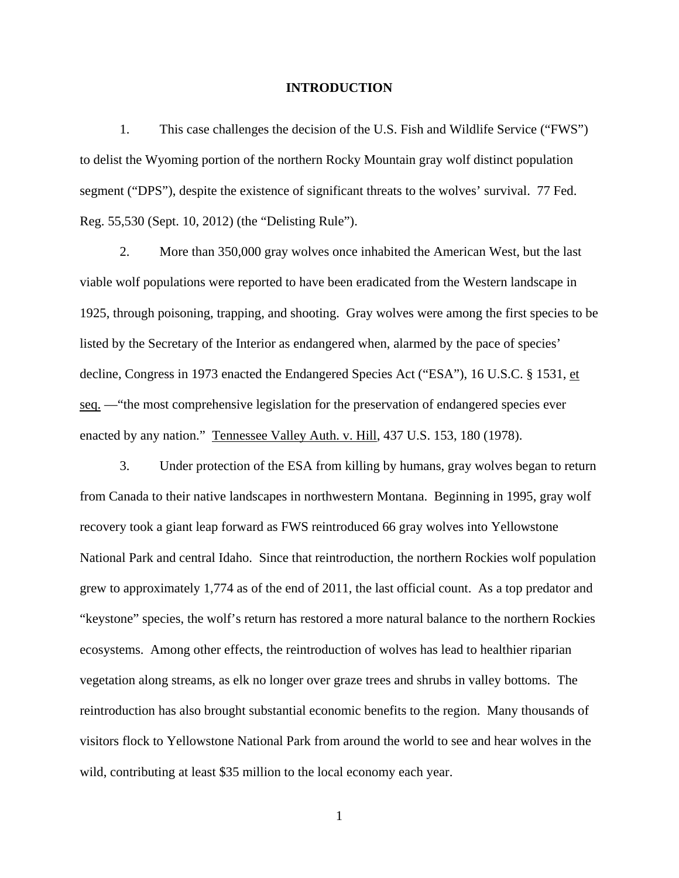## INTRODUCTION

1. This case challenges the decision of the U.S. Fish and Wildlife Service ("FWS") to delist the Wyoming portion of the northern Rocky Mountain gray wolf distinct population segment ("DPS"), despite the existence of significant threats to the wolves' survival. 77 Fed. Reg. 55,530 (Sept. 10, 2012) (the "Delisting Rule").

2. More than 350,000 gray wolves once inhabited the American West, but the last viable wolf populations were reported to have been eradicated from the Western landscape in 1925, through poisoning, trapping, and shooting. Gray wolves were among the first species to be listed by the Secretary of the Interior as endangered when, alarmed by the pace of species' decline, Congress in 1973 enacted the Endangered Species Act ("ESA"), 16 U.S.C. § 1531, et seq. —"the most comprehensive legislation for the preservation of endangered species ever enacted by any nation." Tennessee Valley Auth. v. Hill, 437 U.S. 153, 180 (1978).

3. Under protection of the ESA from killing by humans, gray wolves began to return from Canada to their native landscapes in northwestern Montana. Beginning in 1995, gray wolf recovery took a giant leap forward as FWS reintroduced 66 gray wolves into Yellowstone National Park and central Idaho. Since that reintroduction, the northern Rockies wolf population grew to approximately 1,774 as of the end of 2011, the last official count. As a top predator and "keystone" species, the wolf's return has restored a more natural balance to the northern Rockies ecosystems. Among other effects, the reintroduction of wolves has lead to healthier riparian vegetation along streams, as elk no longer over graze trees and shrubs in valley bottoms. The reintroduction has also brought substantial economic benefits to the region. Many thousands of visitors flock to Yellowstone National Park from around the world to see and hear wolves in the wild, contributing at least $35 million to the local economy each year.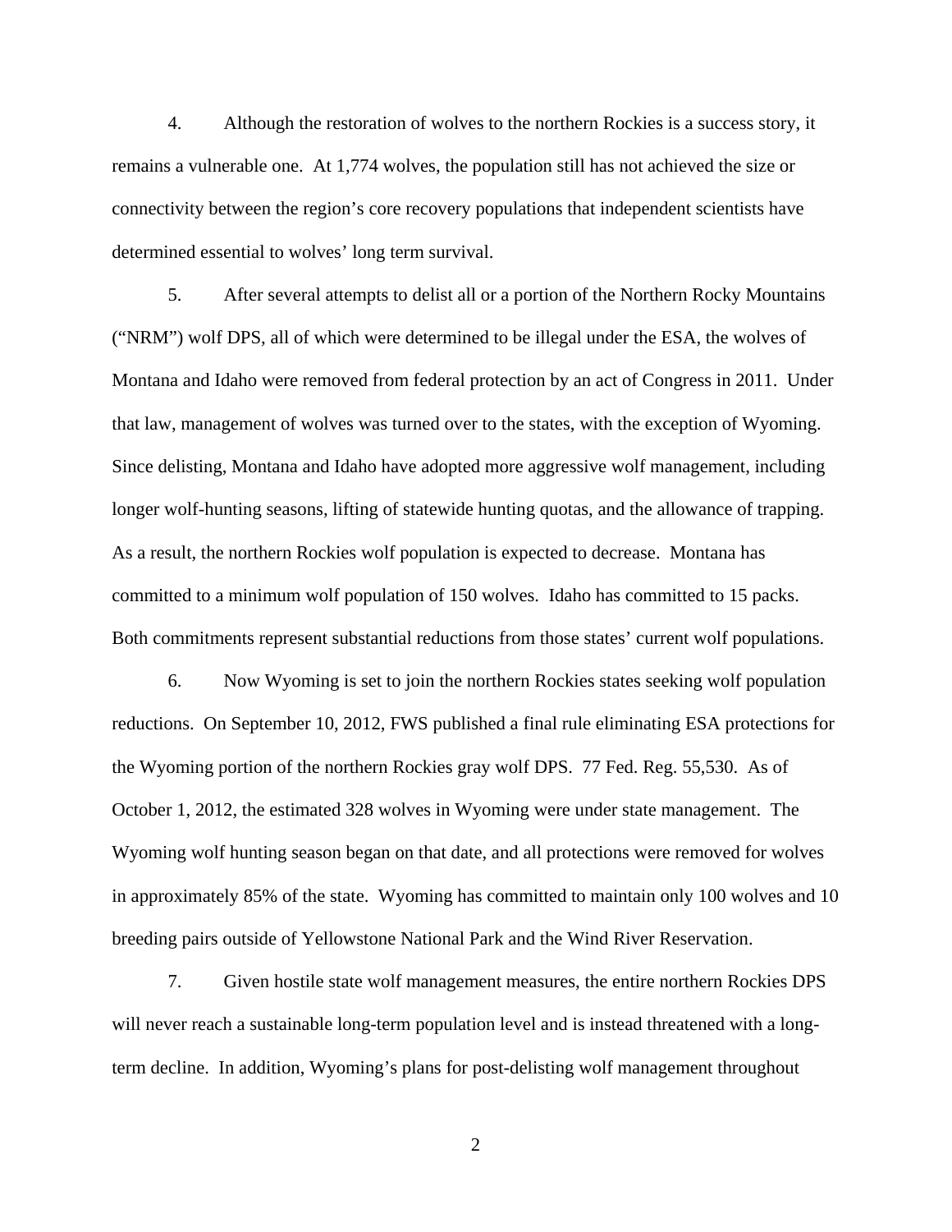4. Although the restoration of wolves to the northern Rockies is a success story, it remains a vulnerable one. At 1,774 wolves, the population still has not achieved the size or connectivity between the region's core recovery populations that independent scientists have determined essential to wolves' long term survival.

5. After several attempts to delist all or a portion of the Northern Rocky Mountains ("NRM") wolf DPS, all of which were determined to be illegal under the ESA, the wolves of Montana and Idaho were removed from federal protection by an act of Congress in 2011. Under that law, management of wolves was turned over to the states, with the exception of Wyoming. Since delisting, Montana and Idaho have adopted more aggressive wolf management, including longer wolf-hunting seasons, lifting of statewide hunting quotas, and the allowance of trapping. As a result, the northern Rockies wolf population is expected to decrease. Montana has committed to a minimum wolf population of 150 wolves. Idaho has committed to 15 packs. Both commitments represent substantial reductions from those states' current wolf populations.

6. Now Wyoming is set to join the northern Rockies states seeking wolf population reductions. On September 10, 2012, FWS published a final rule eliminating ESA protections for the Wyoming portion of the northern Rockies gray wolf DPS. 77 Fed. Reg. 55,530. As of October 1, 2012, the estimated 328 wolves in Wyoming were under state management. The Wyoming wolf hunting season began on that date, and all protections were removed for wolves in approximately 85% of the state. Wyoming has committed to maintain only 100 wolves and 10 breeding pairs outside of Yellowstone National Park and the Wind River Reservation.

7. Given hostile state wolf management measures, the entire northern Rockies DPS will never reach a sustainable long-term population level and is instead threatened with a long-term decline. In addition, Wyoming's plans for post-delisting wolf management throughout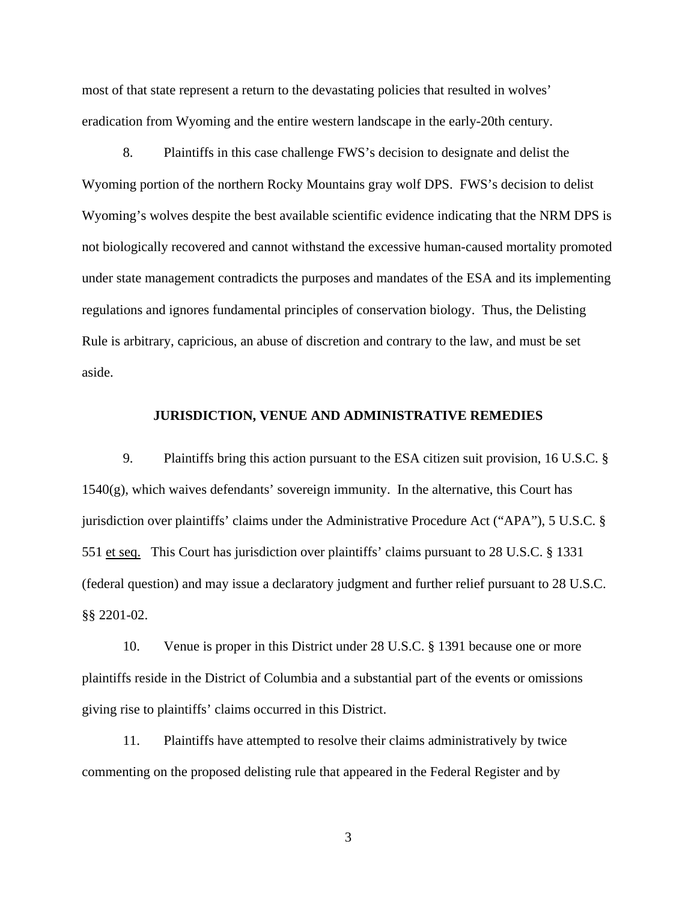most of that state represent a return to the devastating policies that resulted in wolves' eradication from Wyoming and the entire western landscape in the early-20th century.

8. Plaintiffs in this case challenge FWS's decision to designate and delist the Wyoming portion of the northern Rocky Mountains gray wolf DPS. FWS's decision to delist Wyoming's wolves despite the best available scientific evidence indicating that the NRM DPS is not biologically recovered and cannot withstand the excessive human-caused mortality promoted under state management contradicts the purposes and mandates of the ESA and its implementing regulations and ignores fundamental principles of conservation biology. Thus, the Delisting Rule is arbitrary, capricious, an abuse of discretion and contrary to the law, and must be set aside.

## JURISDICTION, VENUE AND ADMINISTRATIVE REMEDIES

9. Plaintiffs bring this action pursuant to the ESA citizen suit provision, 16 U.S.C. § 1540(g), which waives defendants' sovereign immunity. In the alternative, this Court has jurisdiction over plaintiffs' claims under the Administrative Procedure Act ("APA"), 5 U.S.C. § 551 et seq. This Court has jurisdiction over plaintiffs' claims pursuant to 28 U.S.C. § 1331 (federal question) and may issue a declaratory judgment and further relief pursuant to 28 U.S.C. §§ 2201-02.

10. Venue is proper in this District under 28 U.S.C. § 1391 because one or more plaintiffs reside in the District of Columbia and a substantial part of the events or omissions giving rise to plaintiffs' claims occurred in this District.

11. Plaintiffs have attempted to resolve their claims administratively by twice commenting on the proposed delisting rule that appeared in the Federal Register and by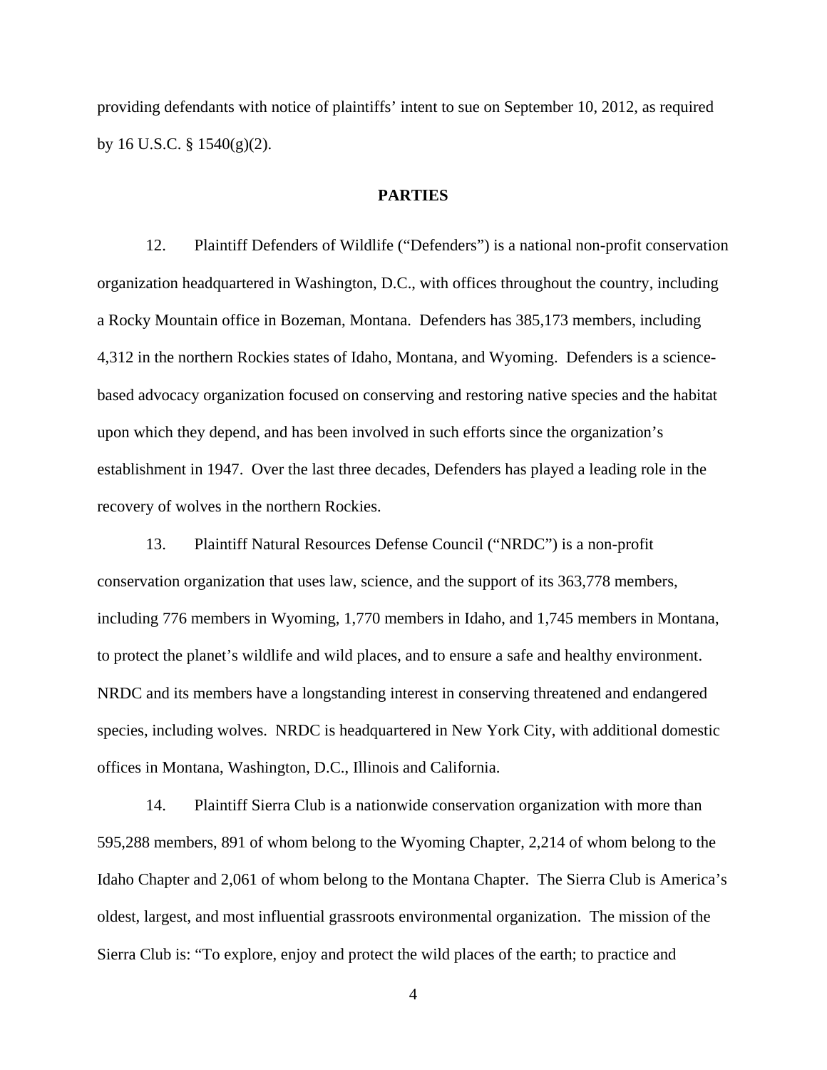providing defendants with notice of plaintiffs' intent to sue on September 10, 2012, as required by 16 U.S.C. § 1540(g)(2).

## PARTIES

12. Plaintiff Defenders of Wildlife ("Defenders") is a national non-profit conservation organization headquartered in Washington, D.C., with offices throughout the country, including a Rocky Mountain office in Bozeman, Montana. Defenders has 385,173 members, including 4,312 in the northern Rockies states of Idaho, Montana, and Wyoming. Defenders is a science-based advocacy organization focused on conserving and restoring native species and the habitat upon which they depend, and has been involved in such efforts since the organization's establishment in 1947. Over the last three decades, Defenders has played a leading role in the recovery of wolves in the northern Rockies.

13. Plaintiff Natural Resources Defense Council ("NRDC") is a non-profit conservation organization that uses law, science, and the support of its 363,778 members, including 776 members in Wyoming, 1,770 members in Idaho, and 1,745 members in Montana, to protect the planet's wildlife and wild places, and to ensure a safe and healthy environment. NRDC and its members have a longstanding interest in conserving threatened and endangered species, including wolves. NRDC is headquartered in New York City, with additional domestic offices in Montana, Washington, D.C., Illinois and California.

14. Plaintiff Sierra Club is a nationwide conservation organization with more than 595,288 members, 891 of whom belong to the Wyoming Chapter, 2,214 of whom belong to the Idaho Chapter and 2,061 of whom belong to the Montana Chapter. The Sierra Club is America's oldest, largest, and most influential grassroots environmental organization. The mission of the Sierra Club is: "To explore, enjoy and protect the wild places of the earth; to practice and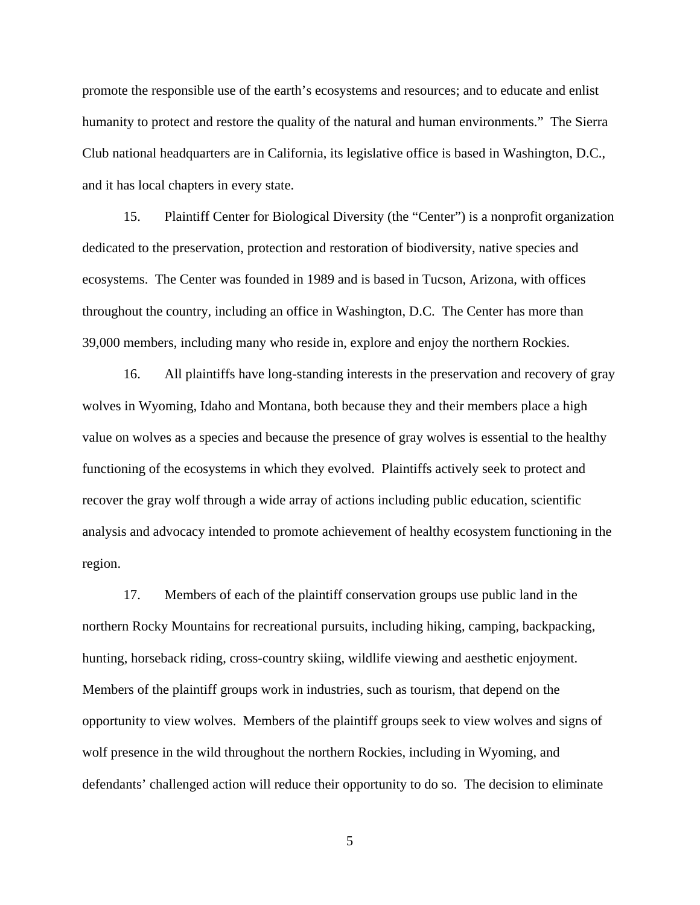promote the responsible use of the earth's ecosystems and resources; and to educate and enlist humanity to protect and restore the quality of the natural and human environments." The Sierra Club national headquarters are in California, its legislative office is based in Washington, D.C., and it has local chapters in every state.

15. Plaintiff Center for Biological Diversity (the "Center") is a nonprofit organization dedicated to the preservation, protection and restoration of biodiversity, native species and ecosystems. The Center was founded in 1989 and is based in Tucson, Arizona, with offices throughout the country, including an office in Washington, D.C. The Center has more than 39,000 members, including many who reside in, explore and enjoy the northern Rockies.

16. All plaintiffs have long-standing interests in the preservation and recovery of gray wolves in Wyoming, Idaho and Montana, both because they and their members place a high value on wolves as a species and because the presence of gray wolves is essential to the healthy functioning of the ecosystems in which they evolved. Plaintiffs actively seek to protect and recover the gray wolf through a wide array of actions including public education, scientific analysis and advocacy intended to promote achievement of healthy ecosystem functioning in the region.

17. Members of each of the plaintiff conservation groups use public land in the northern Rocky Mountains for recreational pursuits, including hiking, camping, backpacking, hunting, horseback riding, cross-country skiing, wildlife viewing and aesthetic enjoyment. Members of the plaintiff groups work in industries, such as tourism, that depend on the opportunity to view wolves. Members of the plaintiff groups seek to view wolves and signs of wolf presence in the wild throughout the northern Rockies, including in Wyoming, and defendants' challenged action will reduce their opportunity to do so. The decision to eliminate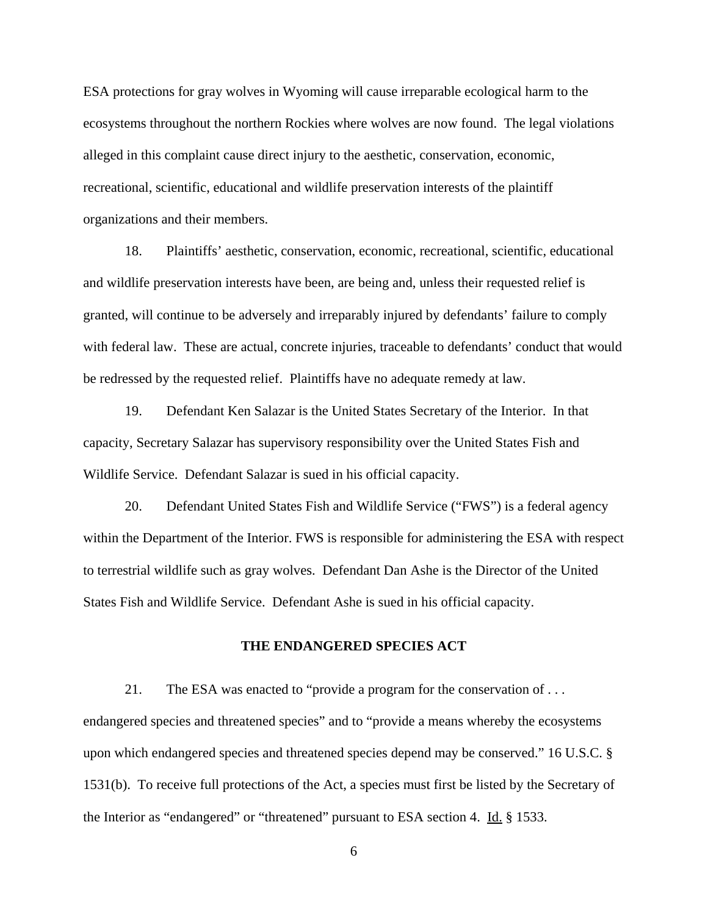ESA protections for gray wolves in Wyoming will cause irreparable ecological harm to the ecosystems throughout the northern Rockies where wolves are now found. The legal violations alleged in this complaint cause direct injury to the aesthetic, conservation, economic, recreational, scientific, educational and wildlife preservation interests of the plaintiff organizations and their members.

18. Plaintiffs' aesthetic, conservation, economic, recreational, scientific, educational and wildlife preservation interests have been, are being and, unless their requested relief is granted, will continue to be adversely and irreparably injured by defendants' failure to comply with federal law. These are actual, concrete injuries, traceable to defendants' conduct that would be redressed by the requested relief. Plaintiffs have no adequate remedy at law.

19. Defendant Ken Salazar is the United States Secretary of the Interior. In that capacity, Secretary Salazar has supervisory responsibility over the United States Fish and Wildlife Service. Defendant Salazar is sued in his official capacity.

20. Defendant United States Fish and Wildlife Service ("FWS") is a federal agency within the Department of the Interior. FWS is responsible for administering the ESA with respect to terrestrial wildlife such as gray wolves. Defendant Dan Ashe is the Director of the United States Fish and Wildlife Service. Defendant Ashe is sued in his official capacity.

## THE ENDANGERED SPECIES ACT

21. The ESA was enacted to "provide a program for the conservation of . . . endangered species and threatened species" and to "provide a means whereby the ecosystems upon which endangered species and threatened species depend may be conserved." 16 U.S.C. § 1531(b). To receive full protections of the Act, a species must first be listed by the Secretary of the Interior as "endangered" or "threatened" pursuant to ESA section 4. Id. § 1533.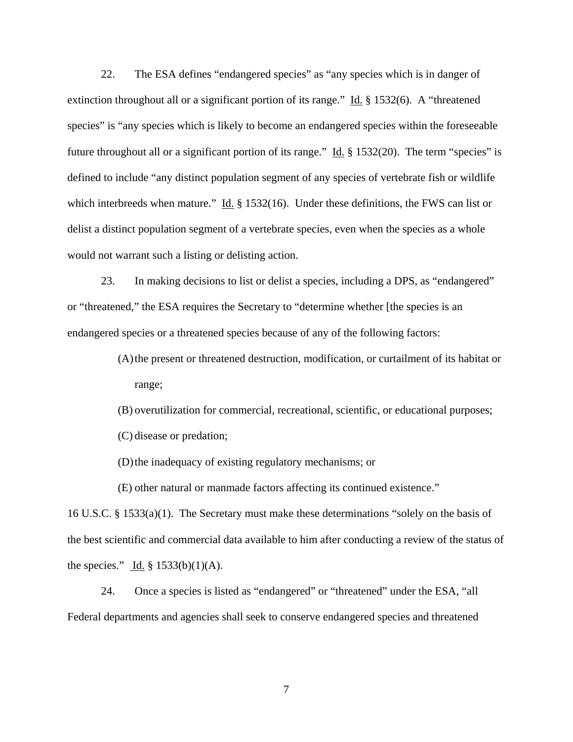22. The ESA defines "endangered species" as "any species which is in danger of extinction throughout all or a significant portion of its range." Id. § 1532(6). A "threatened species" is "any species which is likely to become an endangered species within the foreseeable future throughout all or a significant portion of its range." Id. § 1532(20). The term "species" is defined to include "any distinct population segment of any species of vertebrate fish or wildlife which interbreeds when mature." Id. § 1532(16). Under these definitions, the FWS can list or delist a distinct population segment of a vertebrate species, even when the species as a whole would not warrant such a listing or delisting action.

23. In making decisions to list or delist a species, including a DPS, as "endangered" or "threatened," the ESA requires the Secretary to "determine whether [the species is an endangered species or a threatened species because of any of the following factors:

(A) the present or threatened destruction, modification, or curtailment of its habitat or range;

(B) overutilization for commercial, recreational, scientific, or educational purposes;

(C) disease or predation;

(D) the inadequacy of existing regulatory mechanisms; or

(E) other natural or manmade factors affecting its continued existence."

16 U.S.C. § 1533(a)(1). The Secretary must make these determinations "solely on the basis of the best scientific and commercial data available to him after conducting a review of the status of the species." Id. § 1533(b)(1)(A).

24. Once a species is listed as "endangered" or "threatened" under the ESA, "all Federal departments and agencies shall seek to conserve endangered species and threatened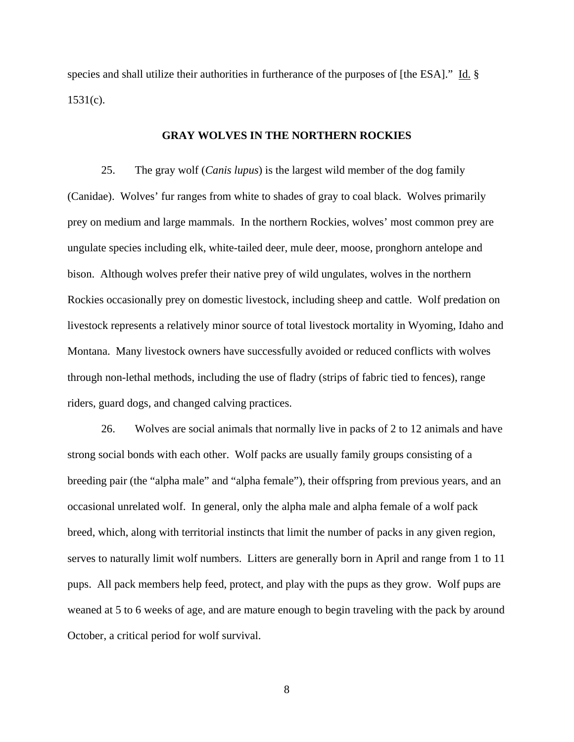species and shall utilize their authorities in furtherance of the purposes of [the ESA]." Id. § 1531(c).

## GRAY WOLVES IN THE NORTHERN ROCKIES

25. The gray wolf (*Canis lupus*) is the largest wild member of the dog family (Canidae). Wolves' fur ranges from white to shades of gray to coal black. Wolves primarily prey on medium and large mammals. In the northern Rockies, wolves' most common prey are ungulate species including elk, white-tailed deer, mule deer, moose, pronghorn antelope and bison. Although wolves prefer their native prey of wild ungulates, wolves in the northern Rockies occasionally prey on domestic livestock, including sheep and cattle. Wolf predation on livestock represents a relatively minor source of total livestock mortality in Wyoming, Idaho and Montana. Many livestock owners have successfully avoided or reduced conflicts with wolves through non-lethal methods, including the use of fladry (strips of fabric tied to fences), range riders, guard dogs, and changed calving practices.

26. Wolves are social animals that normally live in packs of 2 to 12 animals and have strong social bonds with each other. Wolf packs are usually family groups consisting of a breeding pair (the "alpha male" and "alpha female"), their offspring from previous years, and an occasional unrelated wolf. In general, only the alpha male and alpha female of a wolf pack breed, which, along with territorial instincts that limit the number of packs in any given region, serves to naturally limit wolf numbers. Litters are generally born in April and range from 1 to 11 pups. All pack members help feed, protect, and play with the pups as they grow. Wolf pups are weaned at 5 to 6 weeks of age, and are mature enough to begin traveling with the pack by around October, a critical period for wolf survival.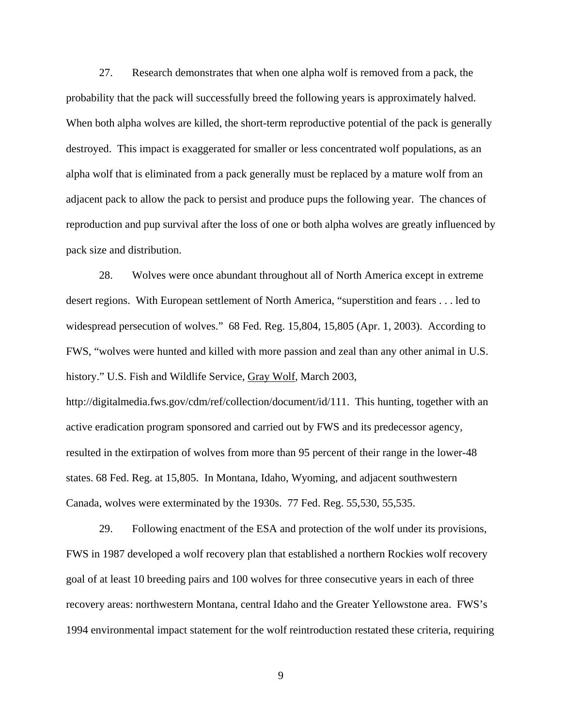27. Research demonstrates that when one alpha wolf is removed from a pack, the probability that the pack will successfully breed the following years is approximately halved. When both alpha wolves are killed, the short-term reproductive potential of the pack is generally destroyed. This impact is exaggerated for smaller or less concentrated wolf populations, as an alpha wolf that is eliminated from a pack generally must be replaced by a mature wolf from an adjacent pack to allow the pack to persist and produce pups the following year. The chances of reproduction and pup survival after the loss of one or both alpha wolves are greatly influenced by pack size and distribution.

28. Wolves were once abundant throughout all of North America except in extreme desert regions. With European settlement of North America, "superstition and fears . . . led to widespread persecution of wolves." 68 Fed. Reg. 15,804, 15,805 (Apr. 1, 2003). According to FWS, "wolves were hunted and killed with more passion and zeal than any other animal in U.S. history." U.S. Fish and Wildlife Service, Gray Wolf, March 2003, http://digitalmedia.fws.gov/cdm/ref/collection/document/id/111. This hunting, together with an active eradication program sponsored and carried out by FWS and its predecessor agency, resulted in the extirpation of wolves from more than 95 percent of their range in the lower-48 states. 68 Fed. Reg. at 15,805. In Montana, Idaho, Wyoming, and adjacent southwestern Canada, wolves were exterminated by the 1930s. 77 Fed. Reg. 55,530, 55,535.

29. Following enactment of the ESA and protection of the wolf under its provisions, FWS in 1987 developed a wolf recovery plan that established a northern Rockies wolf recovery goal of at least 10 breeding pairs and 100 wolves for three consecutive years in each of three recovery areas: northwestern Montana, central Idaho and the Greater Yellowstone area. FWS's 1994 environmental impact statement for the wolf reintroduction restated these criteria, requiring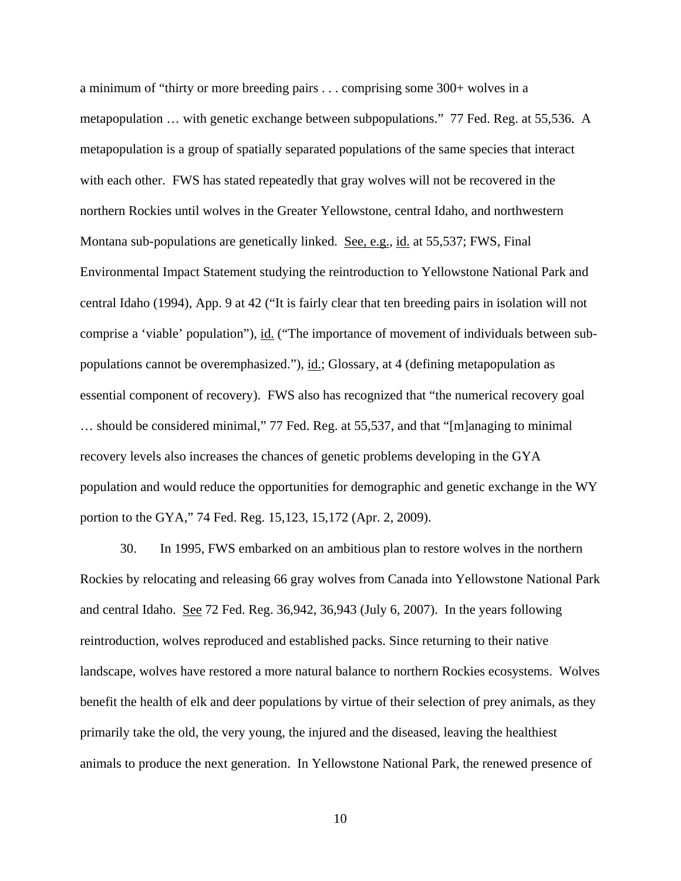a minimum of "thirty or more breeding pairs . . . comprising some 300+ wolves in a metapopulation … with genetic exchange between subpopulations." 77 Fed. Reg. at 55,536. A metapopulation is a group of spatially separated populations of the same species that interact with each other. FWS has stated repeatedly that gray wolves will not be recovered in the northern Rockies until wolves in the Greater Yellowstone, central Idaho, and northwestern Montana sub-populations are genetically linked. See, e.g., id. at 55,537; FWS, Final Environmental Impact Statement studying the reintroduction to Yellowstone National Park and central Idaho (1994), App. 9 at 42 ("It is fairly clear that ten breeding pairs in isolation will not comprise a 'viable' population"), id. ("The importance of movement of individuals between sub-populations cannot be overemphasized."), id.; Glossary, at 4 (defining metapopulation as essential component of recovery). FWS also has recognized that "the numerical recovery goal … should be considered minimal," 77 Fed. Reg. at 55,537, and that "[m]anaging to minimal recovery levels also increases the chances of genetic problems developing in the GYA population and would reduce the opportunities for demographic and genetic exchange in the WY portion to the GYA," 74 Fed. Reg. 15,123, 15,172 (Apr. 2, 2009).

30. In 1995, FWS embarked on an ambitious plan to restore wolves in the northern Rockies by relocating and releasing 66 gray wolves from Canada into Yellowstone National Park and central Idaho. See 72 Fed. Reg. 36,942, 36,943 (July 6, 2007). In the years following reintroduction, wolves reproduced and established packs. Since returning to their native landscape, wolves have restored a more natural balance to northern Rockies ecosystems. Wolves benefit the health of elk and deer populations by virtue of their selection of prey animals, as they primarily take the old, the very young, the injured and the diseased, leaving the healthiest animals to produce the next generation. In Yellowstone National Park, the renewed presence of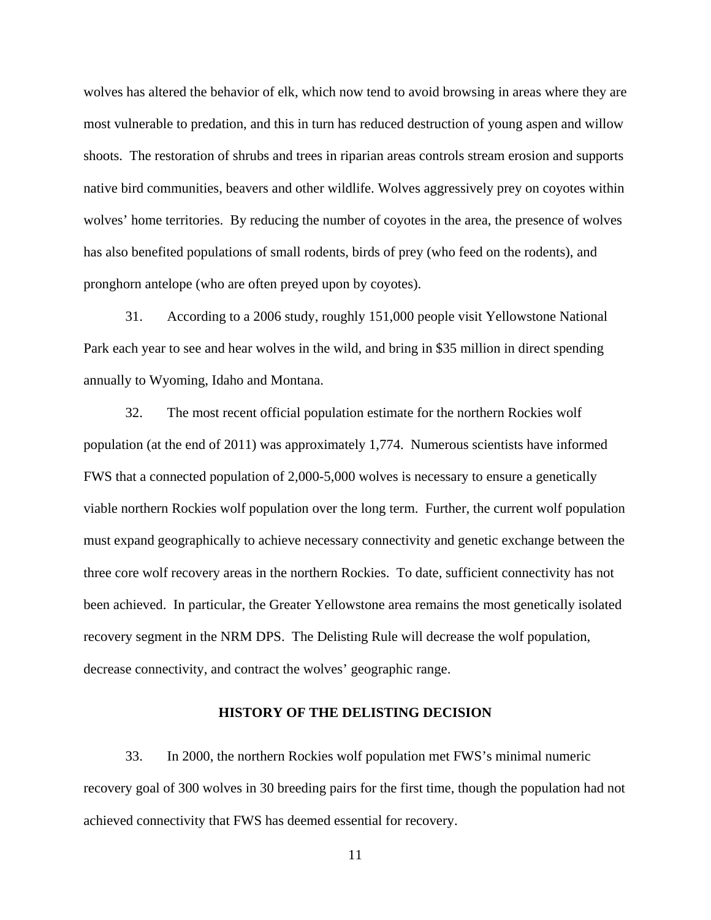wolves has altered the behavior of elk, which now tend to avoid browsing in areas where they are most vulnerable to predation, and this in turn has reduced destruction of young aspen and willow shoots. The restoration of shrubs and trees in riparian areas controls stream erosion and supports native bird communities, beavers and other wildlife. Wolves aggressively prey on coyotes within wolves' home territories. By reducing the number of coyotes in the area, the presence of wolves has also benefited populations of small rodents, birds of prey (who feed on the rodents), and pronghorn antelope (who are often preyed upon by coyotes).

31. According to a 2006 study, roughly 151,000 people visit Yellowstone National Park each year to see and hear wolves in the wild, and bring in $35 million in direct spending annually to Wyoming, Idaho and Montana.

32. The most recent official population estimate for the northern Rockies wolf population (at the end of 2011) was approximately 1,774. Numerous scientists have informed FWS that a connected population of 2,000-5,000 wolves is necessary to ensure a genetically viable northern Rockies wolf population over the long term. Further, the current wolf population must expand geographically to achieve necessary connectivity and genetic exchange between the three core wolf recovery areas in the northern Rockies. To date, sufficient connectivity has not been achieved. In particular, the Greater Yellowstone area remains the most genetically isolated recovery segment in the NRM DPS. The Delisting Rule will decrease the wolf population, decrease connectivity, and contract the wolves' geographic range.

## HISTORY OF THE DELISTING DECISION

33. In 2000, the northern Rockies wolf population met FWS's minimal numeric recovery goal of 300 wolves in 30 breeding pairs for the first time, though the population had not achieved connectivity that FWS has deemed essential for recovery.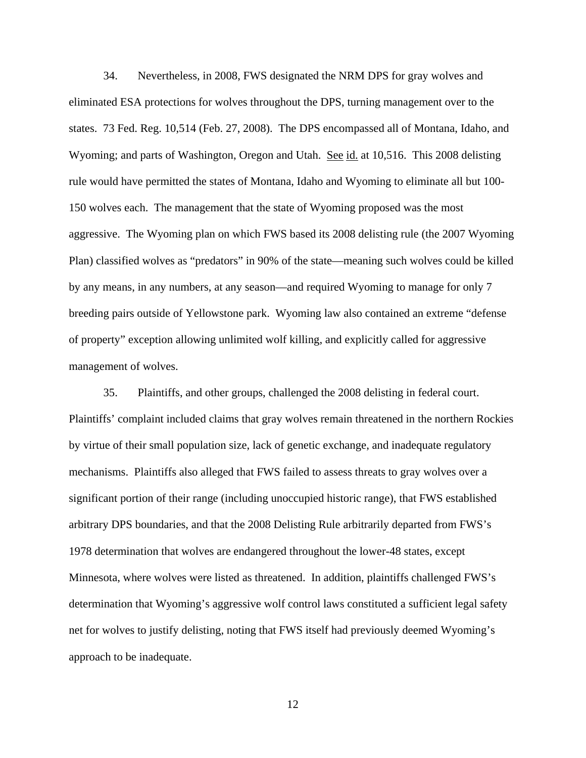34. Nevertheless, in 2008, FWS designated the NRM DPS for gray wolves and eliminated ESA protections for wolves throughout the DPS, turning management over to the states. 73 Fed. Reg. 10,514 (Feb. 27, 2008). The DPS encompassed all of Montana, Idaho, and Wyoming; and parts of Washington, Oregon and Utah. See id. at 10,516. This 2008 delisting rule would have permitted the states of Montana, Idaho and Wyoming to eliminate all but 100-150 wolves each. The management that the state of Wyoming proposed was the most aggressive. The Wyoming plan on which FWS based its 2008 delisting rule (the 2007 Wyoming Plan) classified wolves as "predators" in 90% of the state—meaning such wolves could be killed by any means, in any numbers, at any season—and required Wyoming to manage for only 7 breeding pairs outside of Yellowstone park. Wyoming law also contained an extreme "defense of property" exception allowing unlimited wolf killing, and explicitly called for aggressive management of wolves.

35. Plaintiffs, and other groups, challenged the 2008 delisting in federal court. Plaintiffs' complaint included claims that gray wolves remain threatened in the northern Rockies by virtue of their small population size, lack of genetic exchange, and inadequate regulatory mechanisms. Plaintiffs also alleged that FWS failed to assess threats to gray wolves over a significant portion of their range (including unoccupied historic range), that FWS established arbitrary DPS boundaries, and that the 2008 Delisting Rule arbitrarily departed from FWS's 1978 determination that wolves are endangered throughout the lower-48 states, except Minnesota, where wolves were listed as threatened. In addition, plaintiffs challenged FWS's determination that Wyoming's aggressive wolf control laws constituted a sufficient legal safety net for wolves to justify delisting, noting that FWS itself had previously deemed Wyoming's approach to be inadequate.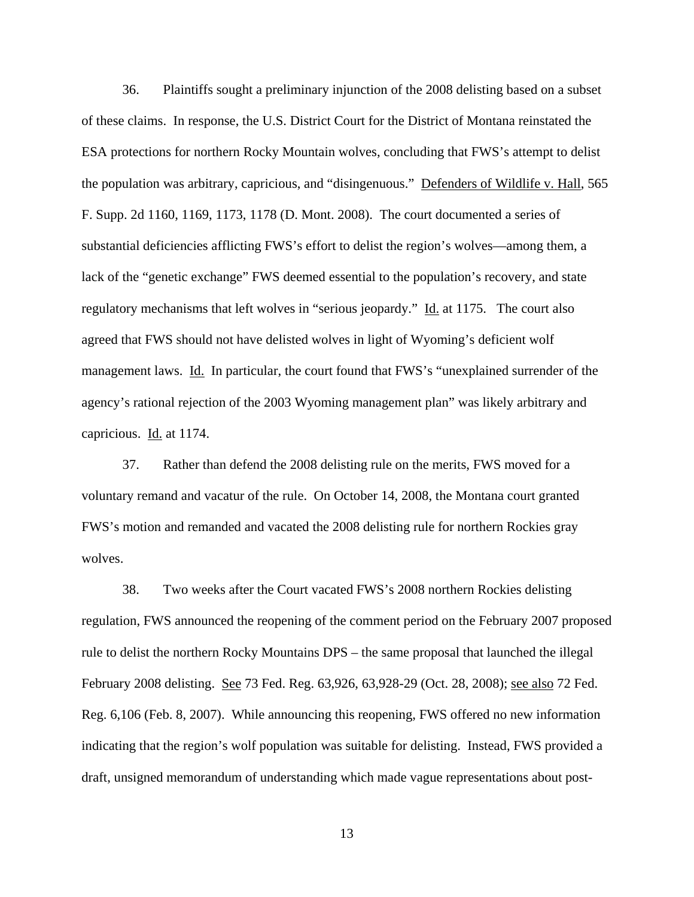36. Plaintiffs sought a preliminary injunction of the 2008 delisting based on a subset of these claims. In response, the U.S. District Court for the District of Montana reinstated the ESA protections for northern Rocky Mountain wolves, concluding that FWS's attempt to delist the population was arbitrary, capricious, and "disingenuous." Defenders of Wildlife v. Hall, 565 F. Supp. 2d 1160, 1169, 1173, 1178 (D. Mont. 2008). The court documented a series of substantial deficiencies afflicting FWS's effort to delist the region's wolves—among them, a lack of the "genetic exchange" FWS deemed essential to the population's recovery, and state regulatory mechanisms that left wolves in "serious jeopardy." Id. at 1175. The court also agreed that FWS should not have delisted wolves in light of Wyoming's deficient wolf management laws. Id. In particular, the court found that FWS's "unexplained surrender of the agency's rational rejection of the 2003 Wyoming management plan" was likely arbitrary and capricious. Id. at 1174.

37. Rather than defend the 2008 delisting rule on the merits, FWS moved for a voluntary remand and vacatur of the rule. On October 14, 2008, the Montana court granted FWS's motion and remanded and vacated the 2008 delisting rule for northern Rockies gray wolves.

38. Two weeks after the Court vacated FWS's 2008 northern Rockies delisting regulation, FWS announced the reopening of the comment period on the February 2007 proposed rule to delist the northern Rocky Mountains DPS – the same proposal that launched the illegal February 2008 delisting. See 73 Fed. Reg. 63,926, 63,928-29 (Oct. 28, 2008); see also 72 Fed. Reg. 6,106 (Feb. 8, 2007). While announcing this reopening, FWS offered no new information indicating that the region's wolf population was suitable for delisting. Instead, FWS provided a draft, unsigned memorandum of understanding which made vague representations about post-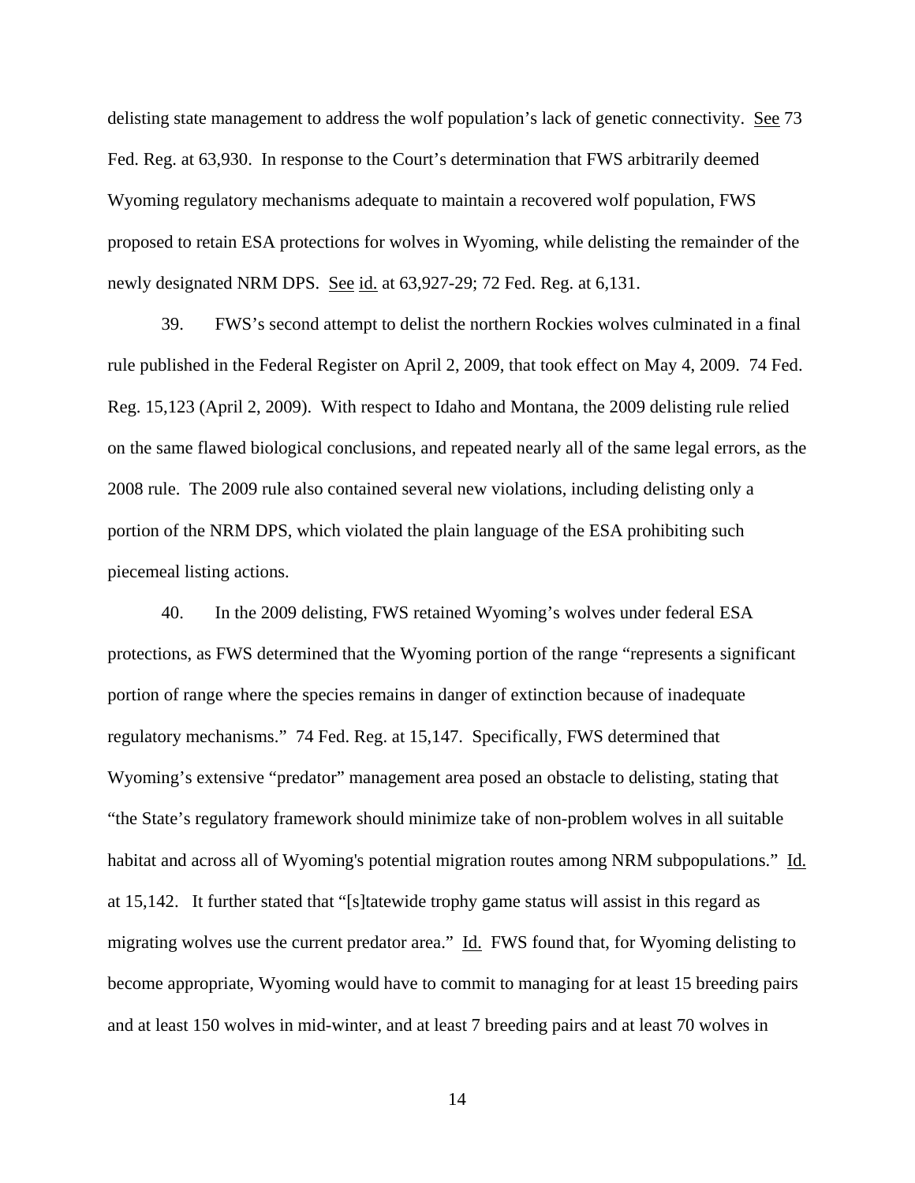delisting state management to address the wolf population's lack of genetic connectivity. See 73 Fed. Reg. at 63,930. In response to the Court's determination that FWS arbitrarily deemed Wyoming regulatory mechanisms adequate to maintain a recovered wolf population, FWS proposed to retain ESA protections for wolves in Wyoming, while delisting the remainder of the newly designated NRM DPS. See id. at 63,927-29; 72 Fed. Reg. at 6,131.

39. FWS's second attempt to delist the northern Rockies wolves culminated in a final rule published in the Federal Register on April 2, 2009, that took effect on May 4, 2009. 74 Fed. Reg. 15,123 (April 2, 2009). With respect to Idaho and Montana, the 2009 delisting rule relied on the same flawed biological conclusions, and repeated nearly all of the same legal errors, as the 2008 rule. The 2009 rule also contained several new violations, including delisting only a portion of the NRM DPS, which violated the plain language of the ESA prohibiting such piecemeal listing actions.

40. In the 2009 delisting, FWS retained Wyoming's wolves under federal ESA protections, as FWS determined that the Wyoming portion of the range "represents a significant portion of range where the species remains in danger of extinction because of inadequate regulatory mechanisms." 74 Fed. Reg. at 15,147. Specifically, FWS determined that Wyoming's extensive "predator" management area posed an obstacle to delisting, stating that "the State's regulatory framework should minimize take of non-problem wolves in all suitable habitat and across all of Wyoming's potential migration routes among NRM subpopulations." Id. at 15,142. It further stated that "[s]tatewide trophy game status will assist in this regard as migrating wolves use the current predator area." Id. FWS found that, for Wyoming delisting to become appropriate, Wyoming would have to commit to managing for at least 15 breeding pairs and at least 150 wolves in mid-winter, and at least 7 breeding pairs and at least 70 wolves in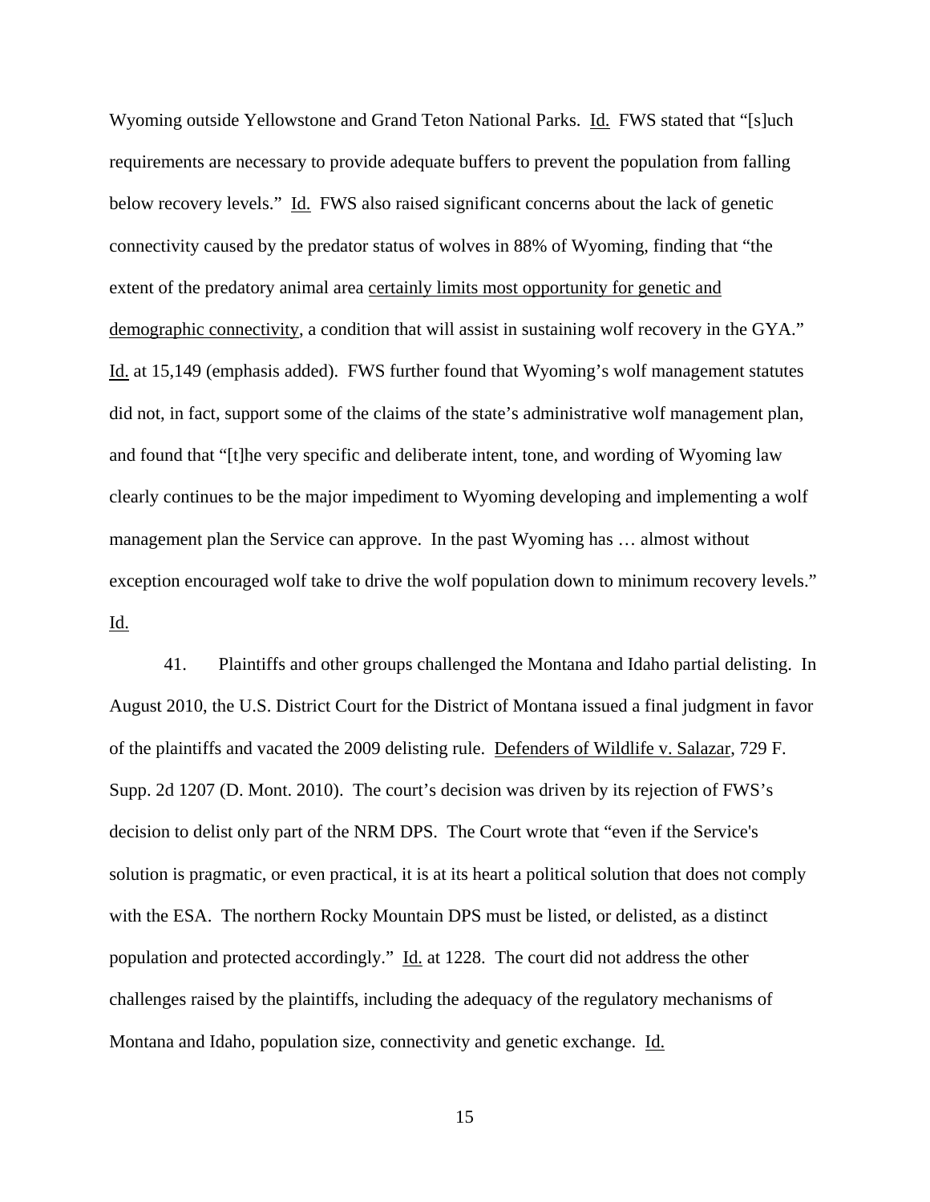Wyoming outside Yellowstone and Grand Teton National Parks. Id. FWS stated that "[s]uch requirements are necessary to provide adequate buffers to prevent the population from falling below recovery levels." Id. FWS also raised significant concerns about the lack of genetic connectivity caused by the predator status of wolves in 88% of Wyoming, finding that "the extent of the predatory animal area <u>certainly limits most opportunity for genetic and demographic connectivity</u>, a condition that will assist in sustaining wolf recovery in the GYA." Id. at 15,149 (emphasis added). FWS further found that Wyoming's wolf management statutes did not, in fact, support some of the claims of the state's administrative wolf management plan, and found that "[t]he very specific and deliberate intent, tone, and wording of Wyoming law clearly continues to be the major impediment to Wyoming developing and implementing a wolf management plan the Service can approve. In the past Wyoming has … almost without exception encouraged wolf take to drive the wolf population down to minimum recovery levels." Id.

41. Plaintiffs and other groups challenged the Montana and Idaho partial delisting. In August 2010, the U.S. District Court for the District of Montana issued a final judgment in favor of the plaintiffs and vacated the 2009 delisting rule. Defenders of Wildlife v. Salazar, 729 F. Supp. 2d 1207 (D. Mont. 2010). The court's decision was driven by its rejection of FWS's decision to delist only part of the NRM DPS. The Court wrote that "even if the Service's solution is pragmatic, or even practical, it is at its heart a political solution that does not comply with the ESA. The northern Rocky Mountain DPS must be listed, or delisted, as a distinct population and protected accordingly." Id. at 1228. The court did not address the other challenges raised by the plaintiffs, including the adequacy of the regulatory mechanisms of Montana and Idaho, population size, connectivity and genetic exchange. Id.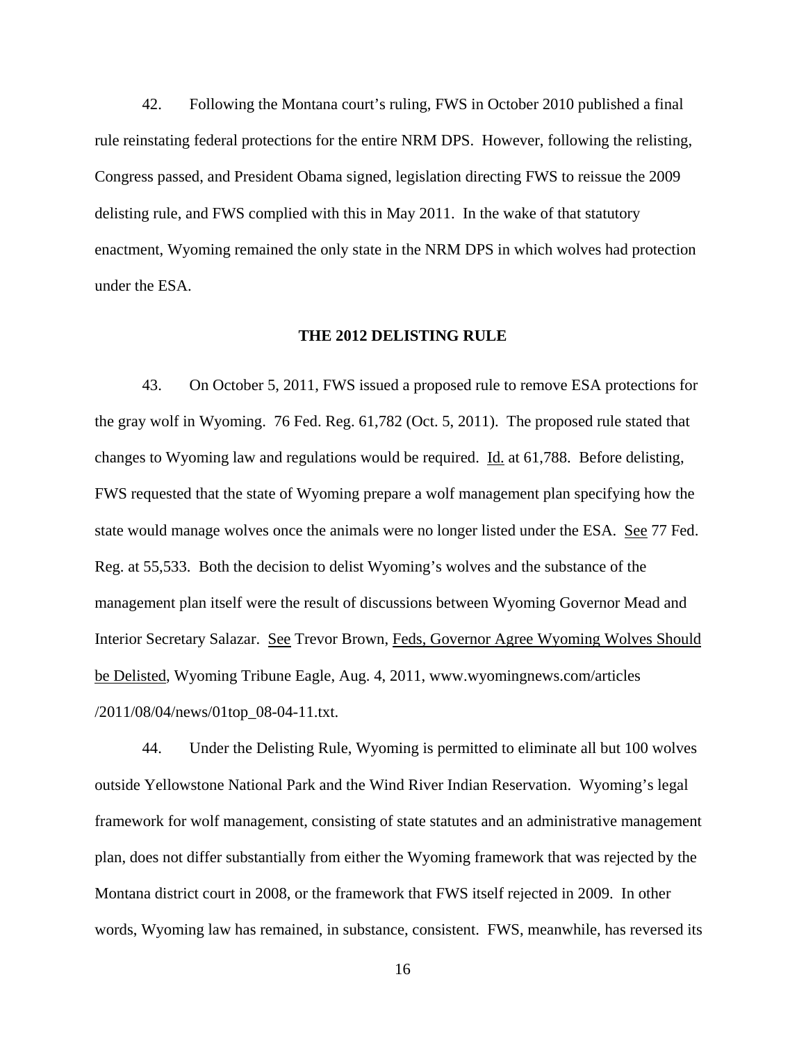42. Following the Montana court's ruling, FWS in October 2010 published a final rule reinstating federal protections for the entire NRM DPS. However, following the relisting, Congress passed, and President Obama signed, legislation directing FWS to reissue the 2009 delisting rule, and FWS complied with this in May 2011. In the wake of that statutory enactment, Wyoming remained the only state in the NRM DPS in which wolves had protection under the ESA.

## THE 2012 DELISTING RULE

43. On October 5, 2011, FWS issued a proposed rule to remove ESA protections for the gray wolf in Wyoming. 76 Fed. Reg. 61,782 (Oct. 5, 2011). The proposed rule stated that changes to Wyoming law and regulations would be required. Id. at 61,788. Before delisting, FWS requested that the state of Wyoming prepare a wolf management plan specifying how the state would manage wolves once the animals were no longer listed under the ESA. See 77 Fed. Reg. at 55,533. Both the decision to delist Wyoming's wolves and the substance of the management plan itself were the result of discussions between Wyoming Governor Mead and Interior Secretary Salazar. See Trevor Brown, Feds, Governor Agree Wyoming Wolves Should be Delisted, Wyoming Tribune Eagle, Aug. 4, 2011, www.wyomingnews.com/articles /2011/08/04/news/01top_08-04-11.txt.

44. Under the Delisting Rule, Wyoming is permitted to eliminate all but 100 wolves outside Yellowstone National Park and the Wind River Indian Reservation. Wyoming's legal framework for wolf management, consisting of state statutes and an administrative management plan, does not differ substantially from either the Wyoming framework that was rejected by the Montana district court in 2008, or the framework that FWS itself rejected in 2009. In other words, Wyoming law has remained, in substance, consistent. FWS, meanwhile, has reversed its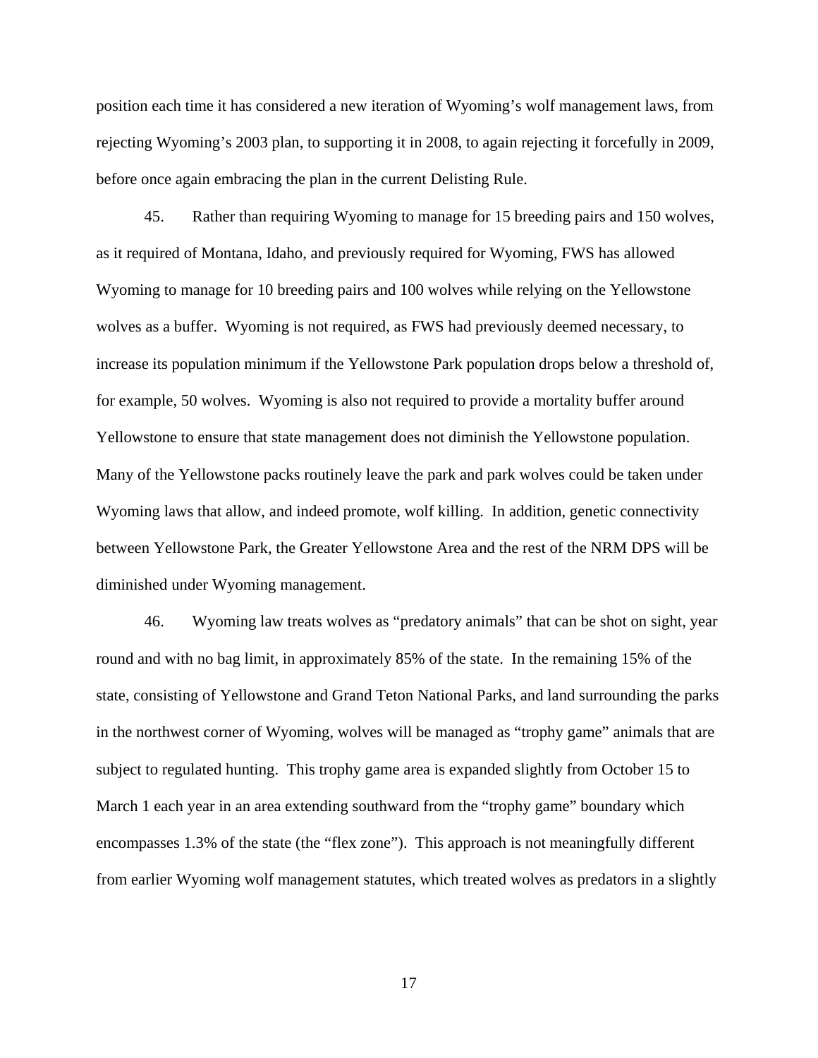position each time it has considered a new iteration of Wyoming's wolf management laws, from rejecting Wyoming's 2003 plan, to supporting it in 2008, to again rejecting it forcefully in 2009, before once again embracing the plan in the current Delisting Rule.

45. Rather than requiring Wyoming to manage for 15 breeding pairs and 150 wolves, as it required of Montana, Idaho, and previously required for Wyoming, FWS has allowed Wyoming to manage for 10 breeding pairs and 100 wolves while relying on the Yellowstone wolves as a buffer. Wyoming is not required, as FWS had previously deemed necessary, to increase its population minimum if the Yellowstone Park population drops below a threshold of, for example, 50 wolves. Wyoming is also not required to provide a mortality buffer around Yellowstone to ensure that state management does not diminish the Yellowstone population. Many of the Yellowstone packs routinely leave the park and park wolves could be taken under Wyoming laws that allow, and indeed promote, wolf killing. In addition, genetic connectivity between Yellowstone Park, the Greater Yellowstone Area and the rest of the NRM DPS will be diminished under Wyoming management.

46. Wyoming law treats wolves as "predatory animals" that can be shot on sight, year round and with no bag limit, in approximately 85% of the state. In the remaining 15% of the state, consisting of Yellowstone and Grand Teton National Parks, and land surrounding the parks in the northwest corner of Wyoming, wolves will be managed as "trophy game" animals that are subject to regulated hunting. This trophy game area is expanded slightly from October 15 to March 1 each year in an area extending southward from the "trophy game" boundary which encompasses 1.3% of the state (the "flex zone"). This approach is not meaningfully different from earlier Wyoming wolf management statutes, which treated wolves as predators in a slightly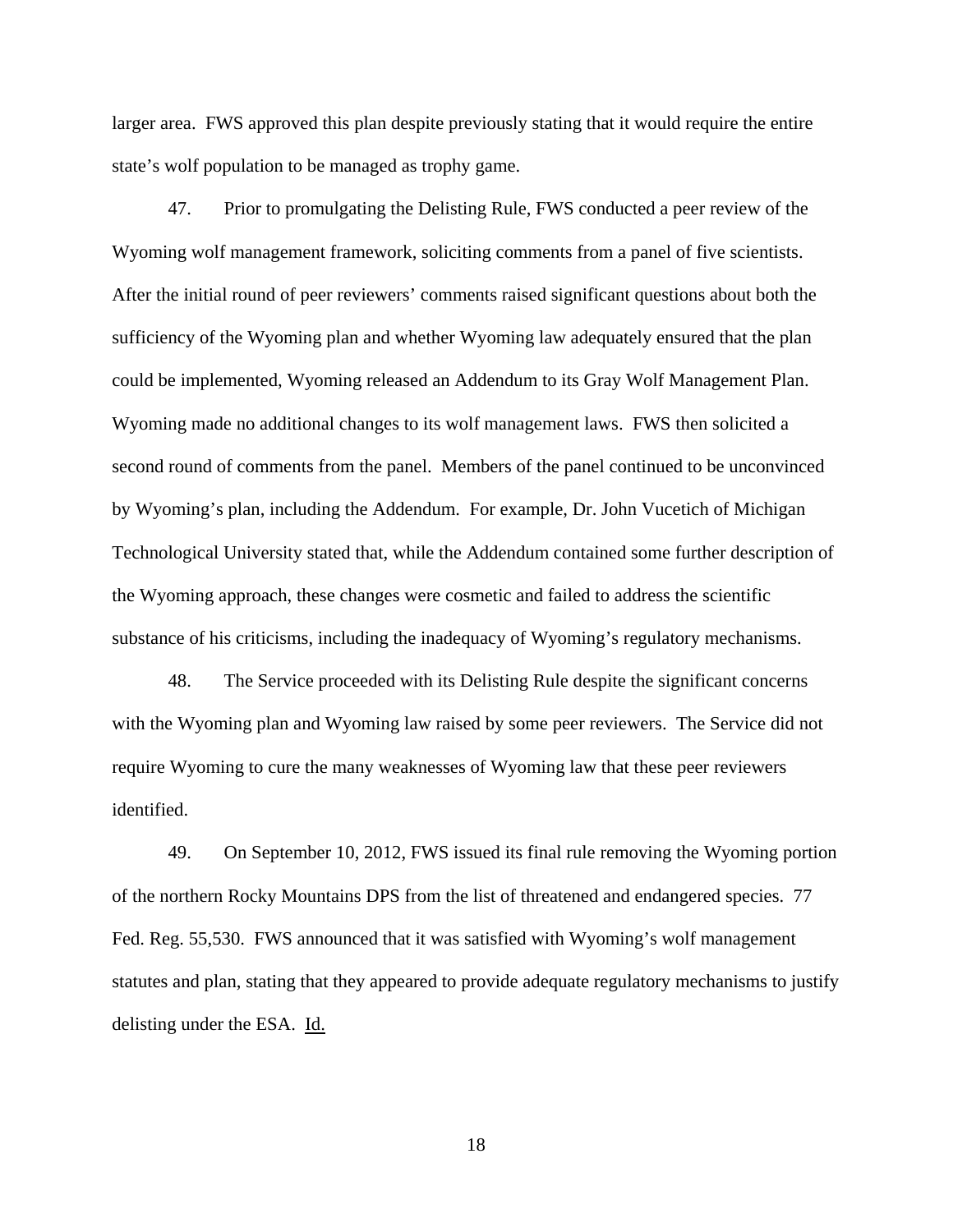larger area. FWS approved this plan despite previously stating that it would require the entire state's wolf population to be managed as trophy game.

47. Prior to promulgating the Delisting Rule, FWS conducted a peer review of the Wyoming wolf management framework, soliciting comments from a panel of five scientists. After the initial round of peer reviewers' comments raised significant questions about both the sufficiency of the Wyoming plan and whether Wyoming law adequately ensured that the plan could be implemented, Wyoming released an Addendum to its Gray Wolf Management Plan. Wyoming made no additional changes to its wolf management laws. FWS then solicited a second round of comments from the panel. Members of the panel continued to be unconvinced by Wyoming's plan, including the Addendum. For example, Dr. John Vucetich of Michigan Technological University stated that, while the Addendum contained some further description of the Wyoming approach, these changes were cosmetic and failed to address the scientific substance of his criticisms, including the inadequacy of Wyoming's regulatory mechanisms.

48. The Service proceeded with its Delisting Rule despite the significant concerns with the Wyoming plan and Wyoming law raised by some peer reviewers. The Service did not require Wyoming to cure the many weaknesses of Wyoming law that these peer reviewers identified.

49. On September 10, 2012, FWS issued its final rule removing the Wyoming portion of the northern Rocky Mountains DPS from the list of threatened and endangered species. 77 Fed. Reg. 55,530. FWS announced that it was satisfied with Wyoming's wolf management statutes and plan, stating that they appeared to provide adequate regulatory mechanisms to justify delisting under the ESA. Id.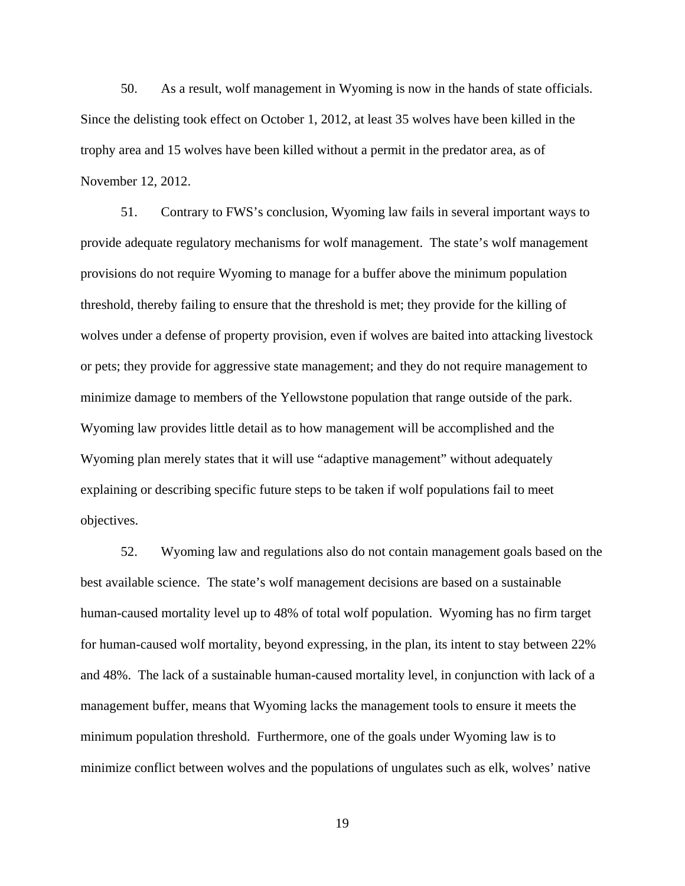50. As a result, wolf management in Wyoming is now in the hands of state officials. Since the delisting took effect on October 1, 2012, at least 35 wolves have been killed in the trophy area and 15 wolves have been killed without a permit in the predator area, as of November 12, 2012.

51. Contrary to FWS's conclusion, Wyoming law fails in several important ways to provide adequate regulatory mechanisms for wolf management. The state's wolf management provisions do not require Wyoming to manage for a buffer above the minimum population threshold, thereby failing to ensure that the threshold is met; they provide for the killing of wolves under a defense of property provision, even if wolves are baited into attacking livestock or pets; they provide for aggressive state management; and they do not require management to minimize damage to members of the Yellowstone population that range outside of the park. Wyoming law provides little detail as to how management will be accomplished and the Wyoming plan merely states that it will use "adaptive management" without adequately explaining or describing specific future steps to be taken if wolf populations fail to meet objectives.

52. Wyoming law and regulations also do not contain management goals based on the best available science. The state's wolf management decisions are based on a sustainable human-caused mortality level up to 48% of total wolf population. Wyoming has no firm target for human-caused wolf mortality, beyond expressing, in the plan, its intent to stay between 22% and 48%. The lack of a sustainable human-caused mortality level, in conjunction with lack of a management buffer, means that Wyoming lacks the management tools to ensure it meets the minimum population threshold. Furthermore, one of the goals under Wyoming law is to minimize conflict between wolves and the populations of ungulates such as elk, wolves' native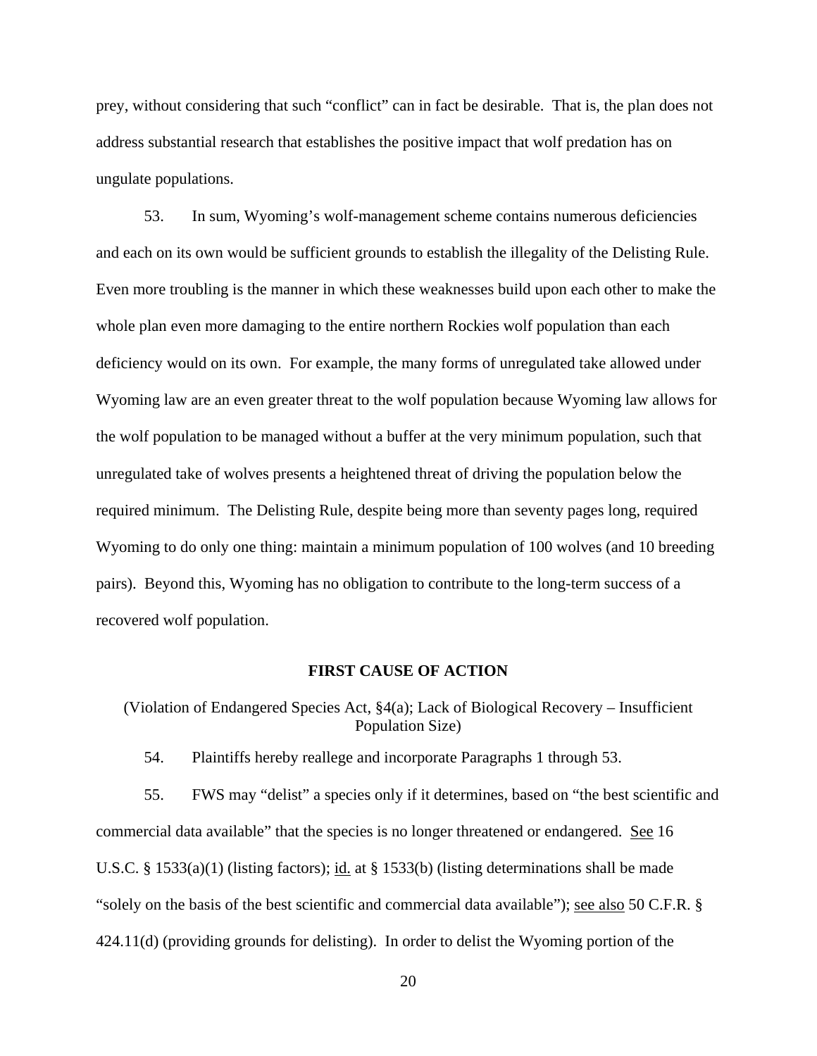prey, without considering that such "conflict" can in fact be desirable. That is, the plan does not address substantial research that establishes the positive impact that wolf predation has on ungulate populations.

53. In sum, Wyoming's wolf-management scheme contains numerous deficiencies and each on its own would be sufficient grounds to establish the illegality of the Delisting Rule. Even more troubling is the manner in which these weaknesses build upon each other to make the whole plan even more damaging to the entire northern Rockies wolf population than each deficiency would on its own. For example, the many forms of unregulated take allowed under Wyoming law are an even greater threat to the wolf population because Wyoming law allows for the wolf population to be managed without a buffer at the very minimum population, such that unregulated take of wolves presents a heightened threat of driving the population below the required minimum. The Delisting Rule, despite being more than seventy pages long, required Wyoming to do only one thing: maintain a minimum population of 100 wolves (and 10 breeding pairs). Beyond this, Wyoming has no obligation to contribute to the long-term success of a recovered wolf population.

**FIRST CAUSE OF ACTION**

(Violation of Endangered Species Act, §4(a); Lack of Biological Recovery – Insufficient Population Size)

54. Plaintiffs hereby reallege and incorporate Paragraphs 1 through 53.

55. FWS may "delist" a species only if it determines, based on "the best scientific and commercial data available" that the species is no longer threatened or endangered. See 16 U.S.C. § 1533(a)(1) (listing factors); id. at § 1533(b) (listing determinations shall be made "solely on the basis of the best scientific and commercial data available"); see also 50 C.F.R. § 424.11(d) (providing grounds for delisting). In order to delist the Wyoming portion of the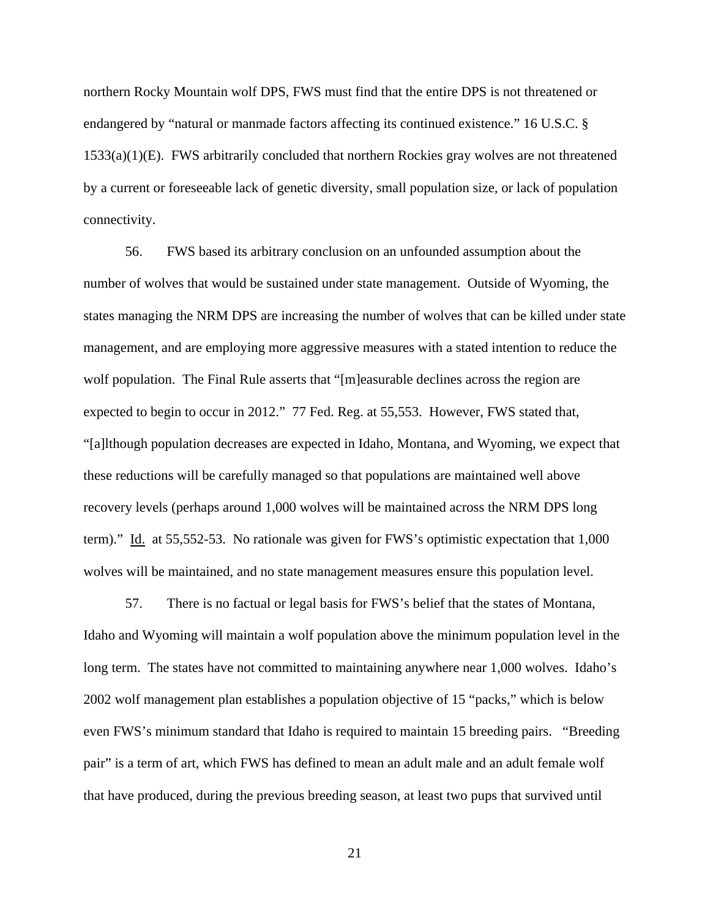northern Rocky Mountain wolf DPS, FWS must find that the entire DPS is not threatened or endangered by "natural or manmade factors affecting its continued existence." 16 U.S.C. § 1533(a)(1)(E). FWS arbitrarily concluded that northern Rockies gray wolves are not threatened by a current or foreseeable lack of genetic diversity, small population size, or lack of population connectivity.

56. FWS based its arbitrary conclusion on an unfounded assumption about the number of wolves that would be sustained under state management. Outside of Wyoming, the states managing the NRM DPS are increasing the number of wolves that can be killed under state management, and are employing more aggressive measures with a stated intention to reduce the wolf population. The Final Rule asserts that "[m]easurable declines across the region are expected to begin to occur in 2012." 77 Fed. Reg. at 55,553. However, FWS stated that, "[a]lthough population decreases are expected in Idaho, Montana, and Wyoming, we expect that these reductions will be carefully managed so that populations are maintained well above recovery levels (perhaps around 1,000 wolves will be maintained across the NRM DPS long term)." Id. at 55,552-53. No rationale was given for FWS's optimistic expectation that 1,000 wolves will be maintained, and no state management measures ensure this population level.

57. There is no factual or legal basis for FWS's belief that the states of Montana, Idaho and Wyoming will maintain a wolf population above the minimum population level in the long term. The states have not committed to maintaining anywhere near 1,000 wolves. Idaho's 2002 wolf management plan establishes a population objective of 15 "packs," which is below even FWS's minimum standard that Idaho is required to maintain 15 breeding pairs. "Breeding pair" is a term of art, which FWS has defined to mean an adult male and an adult female wolf that have produced, during the previous breeding season, at least two pups that survived until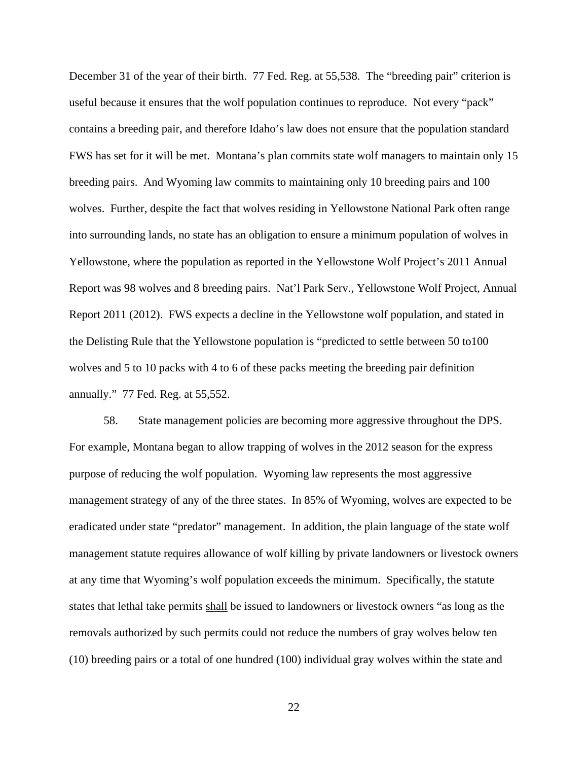December 31 of the year of their birth. 77 Fed. Reg. at 55,538. The "breeding pair" criterion is useful because it ensures that the wolf population continues to reproduce. Not every "pack" contains a breeding pair, and therefore Idaho's law does not ensure that the population standard FWS has set for it will be met. Montana's plan commits state wolf managers to maintain only 15 breeding pairs. And Wyoming law commits to maintaining only 10 breeding pairs and 100 wolves. Further, despite the fact that wolves residing in Yellowstone National Park often range into surrounding lands, no state has an obligation to ensure a minimum population of wolves in Yellowstone, where the population as reported in the Yellowstone Wolf Project's 2011 Annual Report was 98 wolves and 8 breeding pairs. Nat'l Park Serv., Yellowstone Wolf Project, Annual Report 2011 (2012). FWS expects a decline in the Yellowstone wolf population, and stated in the Delisting Rule that the Yellowstone population is "predicted to settle between 50 to100 wolves and 5 to 10 packs with 4 to 6 of these packs meeting the breeding pair definition annually." 77 Fed. Reg. at 55,552.

58. State management policies are becoming more aggressive throughout the DPS. For example, Montana began to allow trapping of wolves in the 2012 season for the express purpose of reducing the wolf population. Wyoming law represents the most aggressive management strategy of any of the three states. In 85% of Wyoming, wolves are expected to be eradicated under state "predator" management. In addition, the plain language of the state wolf management statute requires allowance of wolf killing by private landowners or livestock owners at any time that Wyoming's wolf population exceeds the minimum. Specifically, the statute states that lethal take permits <u>shall</u> be issued to landowners or livestock owners "as long as the removals authorized by such permits could not reduce the numbers of gray wolves below ten (10) breeding pairs or a total of one hundred (100) individual gray wolves within the state and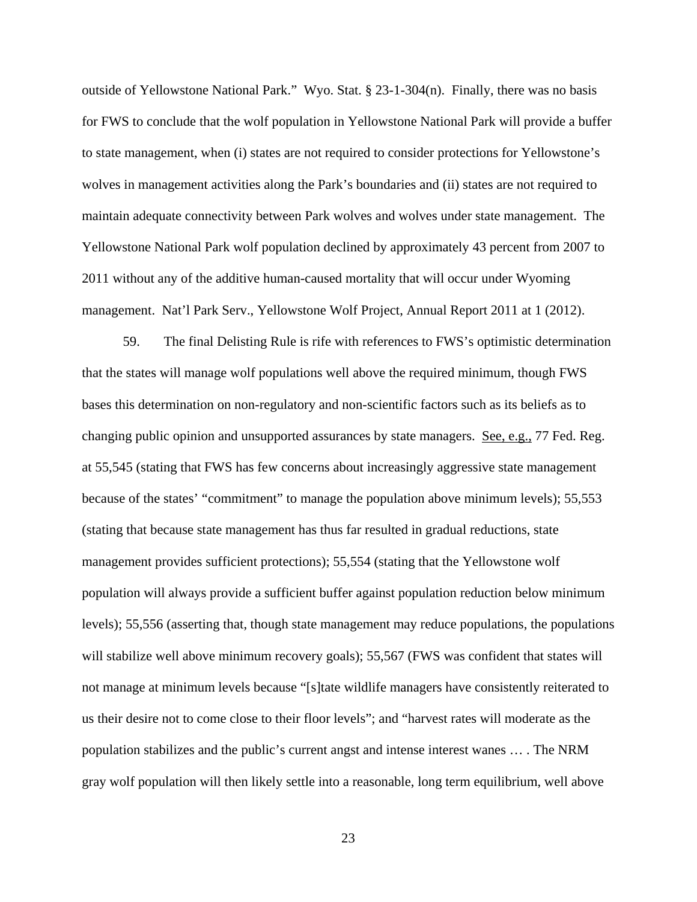outside of Yellowstone National Park." Wyo. Stat. § 23-1-304(n). Finally, there was no basis for FWS to conclude that the wolf population in Yellowstone National Park will provide a buffer to state management, when (i) states are not required to consider protections for Yellowstone's wolves in management activities along the Park's boundaries and (ii) states are not required to maintain adequate connectivity between Park wolves and wolves under state management. The Yellowstone National Park wolf population declined by approximately 43 percent from 2007 to 2011 without any of the additive human-caused mortality that will occur under Wyoming management. Nat'l Park Serv., Yellowstone Wolf Project, Annual Report 2011 at 1 (2012).

59. The final Delisting Rule is rife with references to FWS's optimistic determination that the states will manage wolf populations well above the required minimum, though FWS bases this determination on non-regulatory and non-scientific factors such as its beliefs as to changing public opinion and unsupported assurances by state managers. See, e.g., 77 Fed. Reg. at 55,545 (stating that FWS has few concerns about increasingly aggressive state management because of the states' "commitment" to manage the population above minimum levels); 55,553 (stating that because state management has thus far resulted in gradual reductions, state management provides sufficient protections); 55,554 (stating that the Yellowstone wolf population will always provide a sufficient buffer against population reduction below minimum levels); 55,556 (asserting that, though state management may reduce populations, the populations will stabilize well above minimum recovery goals); 55,567 (FWS was confident that states will not manage at minimum levels because "[s]tate wildlife managers have consistently reiterated to us their desire not to come close to their floor levels"; and "harvest rates will moderate as the population stabilizes and the public's current angst and intense interest wanes … . The NRM gray wolf population will then likely settle into a reasonable, long term equilibrium, well above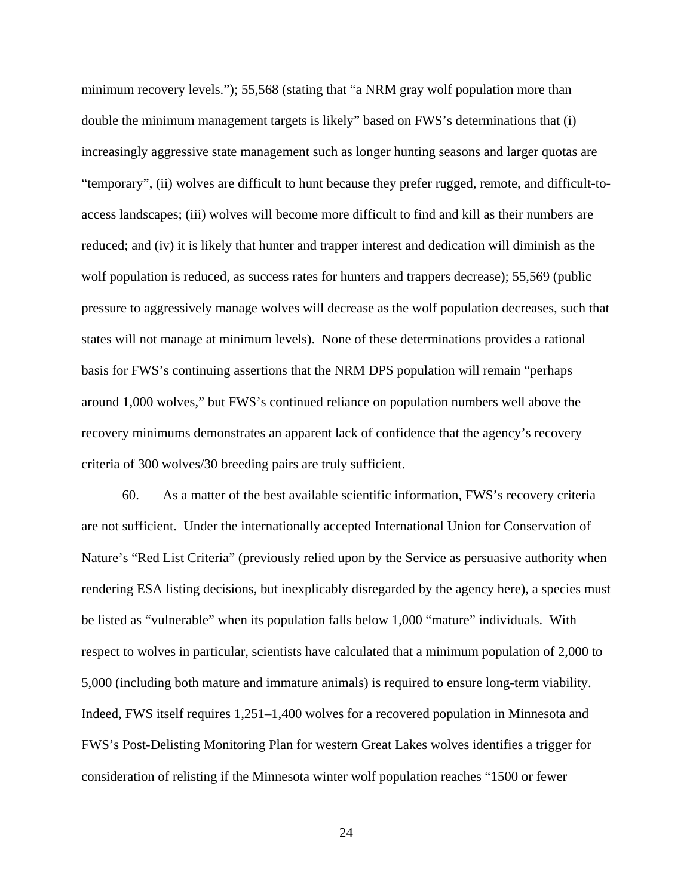minimum recovery levels."); 55,568 (stating that "a NRM gray wolf population more than double the minimum management targets is likely" based on FWS's determinations that (i) increasingly aggressive state management such as longer hunting seasons and larger quotas are "temporary", (ii) wolves are difficult to hunt because they prefer rugged, remote, and difficult-to-access landscapes; (iii) wolves will become more difficult to find and kill as their numbers are reduced; and (iv) it is likely that hunter and trapper interest and dedication will diminish as the wolf population is reduced, as success rates for hunters and trappers decrease); 55,569 (public pressure to aggressively manage wolves will decrease as the wolf population decreases, such that states will not manage at minimum levels). None of these determinations provides a rational basis for FWS's continuing assertions that the NRM DPS population will remain "perhaps around 1,000 wolves," but FWS's continued reliance on population numbers well above the recovery minimums demonstrates an apparent lack of confidence that the agency's recovery criteria of 300 wolves/30 breeding pairs are truly sufficient.

60. As a matter of the best available scientific information, FWS's recovery criteria are not sufficient. Under the internationally accepted International Union for Conservation of Nature's "Red List Criteria" (previously relied upon by the Service as persuasive authority when rendering ESA listing decisions, but inexplicably disregarded by the agency here), a species must be listed as "vulnerable" when its population falls below 1,000 "mature" individuals. With respect to wolves in particular, scientists have calculated that a minimum population of 2,000 to 5,000 (including both mature and immature animals) is required to ensure long-term viability. Indeed, FWS itself requires 1,251–1,400 wolves for a recovered population in Minnesota and FWS's Post-Delisting Monitoring Plan for western Great Lakes wolves identifies a trigger for consideration of relisting if the Minnesota winter wolf population reaches "1500 or fewer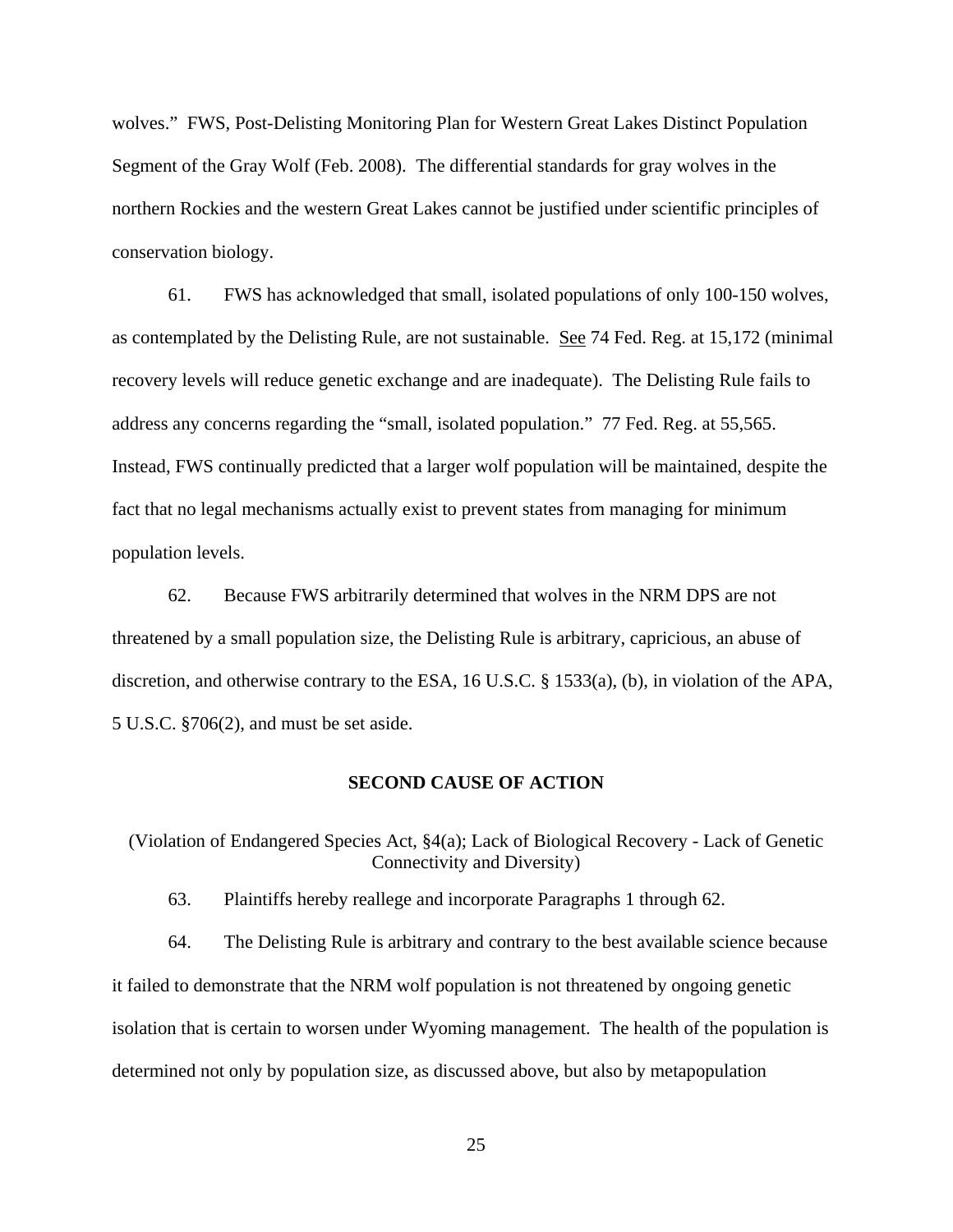wolves." FWS, Post-Delisting Monitoring Plan for Western Great Lakes Distinct Population Segment of the Gray Wolf (Feb. 2008). The differential standards for gray wolves in the northern Rockies and the western Great Lakes cannot be justified under scientific principles of conservation biology.

61. FWS has acknowledged that small, isolated populations of only 100-150 wolves, as contemplated by the Delisting Rule, are not sustainable. See 74 Fed. Reg. at 15,172 (minimal recovery levels will reduce genetic exchange and are inadequate). The Delisting Rule fails to address any concerns regarding the "small, isolated population." 77 Fed. Reg. at 55,565. Instead, FWS continually predicted that a larger wolf population will be maintained, despite the fact that no legal mechanisms actually exist to prevent states from managing for minimum population levels.

62. Because FWS arbitrarily determined that wolves in the NRM DPS are not threatened by a small population size, the Delisting Rule is arbitrary, capricious, an abuse of discretion, and otherwise contrary to the ESA, 16 U.S.C. § 1533(a), (b), in violation of the APA, 5 U.S.C. §706(2), and must be set aside.

## SECOND CAUSE OF ACTION

(Violation of Endangered Species Act, §4(a); Lack of Biological Recovery - Lack of Genetic Connectivity and Diversity)

63. Plaintiffs hereby reallege and incorporate Paragraphs 1 through 62.

64. The Delisting Rule is arbitrary and contrary to the best available science because it failed to demonstrate that the NRM wolf population is not threatened by ongoing genetic isolation that is certain to worsen under Wyoming management. The health of the population is determined not only by population size, as discussed above, but also by metapopulation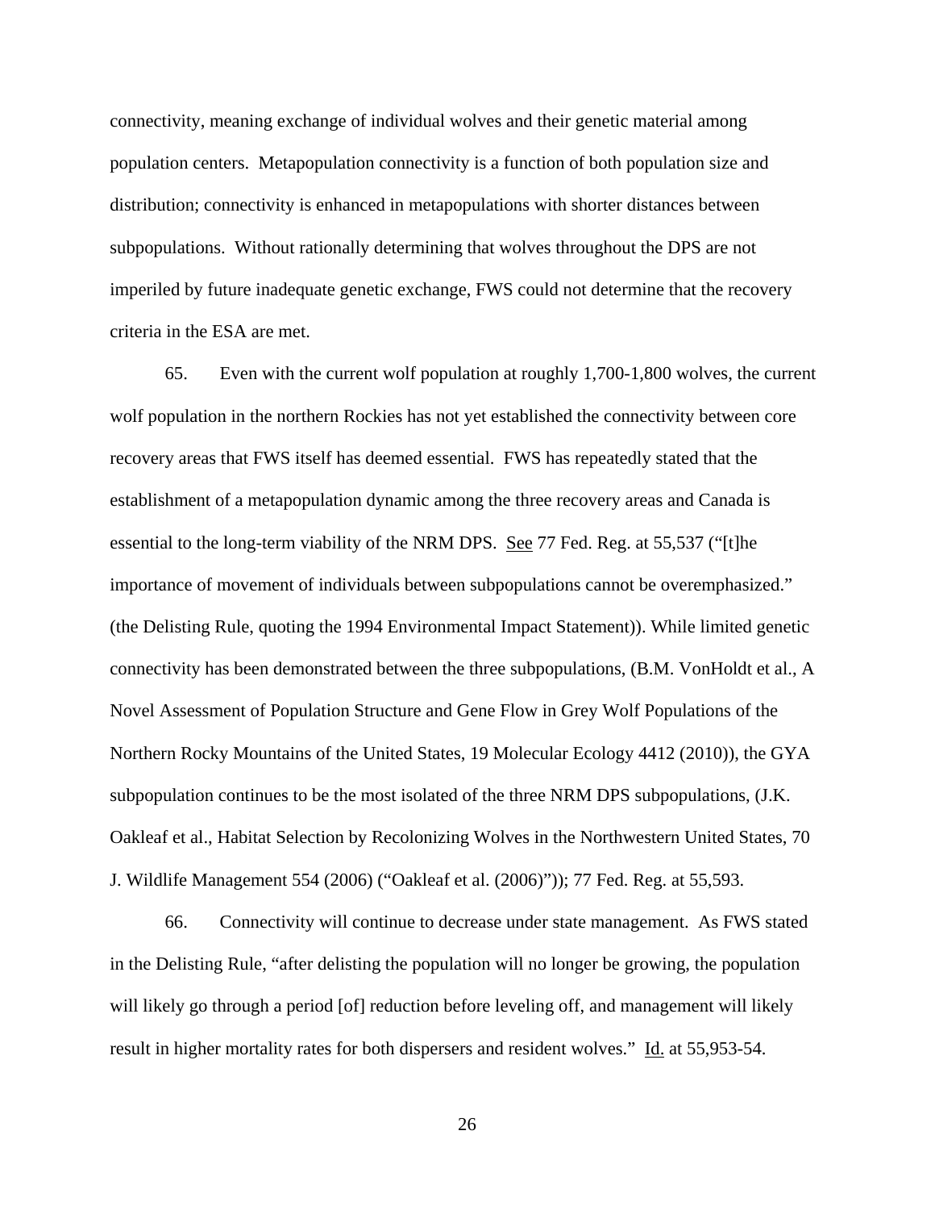connectivity, meaning exchange of individual wolves and their genetic material among population centers. Metapopulation connectivity is a function of both population size and distribution; connectivity is enhanced in metapopulations with shorter distances between subpopulations. Without rationally determining that wolves throughout the DPS are not imperiled by future inadequate genetic exchange, FWS could not determine that the recovery criteria in the ESA are met.

65. Even with the current wolf population at roughly 1,700-1,800 wolves, the current wolf population in the northern Rockies has not yet established the connectivity between core recovery areas that FWS itself has deemed essential. FWS has repeatedly stated that the establishment of a metapopulation dynamic among the three recovery areas and Canada is essential to the long-term viability of the NRM DPS. See 77 Fed. Reg. at 55,537 ("[t]he importance of movement of individuals between subpopulations cannot be overemphasized." (the Delisting Rule, quoting the 1994 Environmental Impact Statement)). While limited genetic connectivity has been demonstrated between the three subpopulations, (B.M. VonHoldt et al., A Novel Assessment of Population Structure and Gene Flow in Grey Wolf Populations of the Northern Rocky Mountains of the United States, 19 Molecular Ecology 4412 (2010)), the GYA subpopulation continues to be the most isolated of the three NRM DPS subpopulations, (J.K. Oakleaf et al., Habitat Selection by Recolonizing Wolves in the Northwestern United States, 70 J. Wildlife Management 554 (2006) ("Oakleaf et al. (2006)")); 77 Fed. Reg. at 55,593.

66. Connectivity will continue to decrease under state management. As FWS stated in the Delisting Rule, "after delisting the population will no longer be growing, the population will likely go through a period [of] reduction before leveling off, and management will likely result in higher mortality rates for both dispersers and resident wolves." Id. at 55,953-54.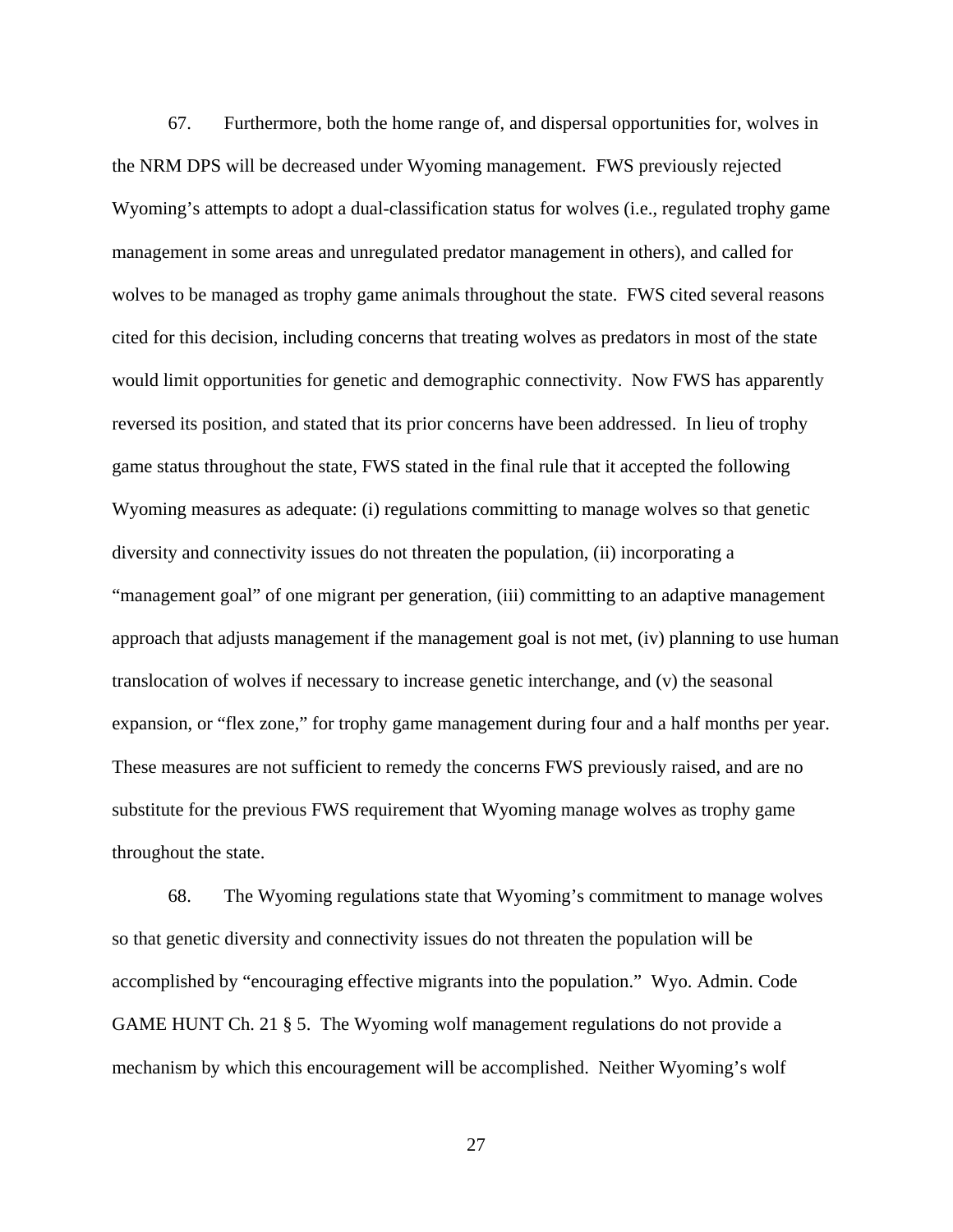67. Furthermore, both the home range of, and dispersal opportunities for, wolves in the NRM DPS will be decreased under Wyoming management. FWS previously rejected Wyoming's attempts to adopt a dual-classification status for wolves (i.e., regulated trophy game management in some areas and unregulated predator management in others), and called for wolves to be managed as trophy game animals throughout the state. FWS cited several reasons cited for this decision, including concerns that treating wolves as predators in most of the state would limit opportunities for genetic and demographic connectivity. Now FWS has apparently reversed its position, and stated that its prior concerns have been addressed. In lieu of trophy game status throughout the state, FWS stated in the final rule that it accepted the following Wyoming measures as adequate: (i) regulations committing to manage wolves so that genetic diversity and connectivity issues do not threaten the population, (ii) incorporating a "management goal" of one migrant per generation, (iii) committing to an adaptive management approach that adjusts management if the management goal is not met, (iv) planning to use human translocation of wolves if necessary to increase genetic interchange, and (v) the seasonal expansion, or "flex zone," for trophy game management during four and a half months per year. These measures are not sufficient to remedy the concerns FWS previously raised, and are no substitute for the previous FWS requirement that Wyoming manage wolves as trophy game throughout the state.

68. The Wyoming regulations state that Wyoming's commitment to manage wolves so that genetic diversity and connectivity issues do not threaten the population will be accomplished by "encouraging effective migrants into the population." Wyo. Admin. Code GAME HUNT Ch. 21 § 5. The Wyoming wolf management regulations do not provide a mechanism by which this encouragement will be accomplished. Neither Wyoming's wolf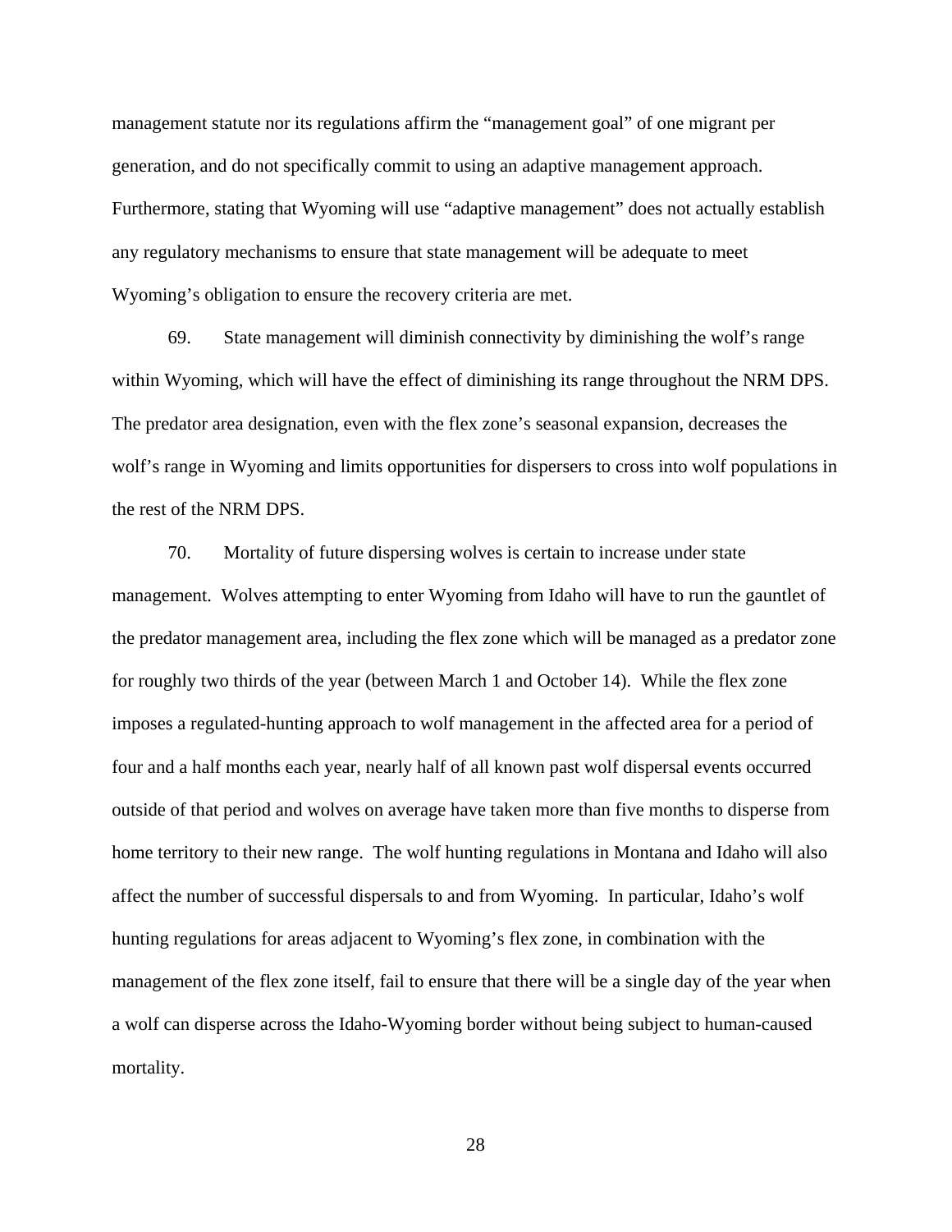management statute nor its regulations affirm the "management goal" of one migrant per generation, and do not specifically commit to using an adaptive management approach. Furthermore, stating that Wyoming will use "adaptive management" does not actually establish any regulatory mechanisms to ensure that state management will be adequate to meet Wyoming's obligation to ensure the recovery criteria are met.

69. State management will diminish connectivity by diminishing the wolf's range within Wyoming, which will have the effect of diminishing its range throughout the NRM DPS. The predator area designation, even with the flex zone's seasonal expansion, decreases the wolf's range in Wyoming and limits opportunities for dispersers to cross into wolf populations in the rest of the NRM DPS.

70. Mortality of future dispersing wolves is certain to increase under state management. Wolves attempting to enter Wyoming from Idaho will have to run the gauntlet of the predator management area, including the flex zone which will be managed as a predator zone for roughly two thirds of the year (between March 1 and October 14). While the flex zone imposes a regulated-hunting approach to wolf management in the affected area for a period of four and a half months each year, nearly half of all known past wolf dispersal events occurred outside of that period and wolves on average have taken more than five months to disperse from home territory to their new range. The wolf hunting regulations in Montana and Idaho will also affect the number of successful dispersals to and from Wyoming. In particular, Idaho's wolf hunting regulations for areas adjacent to Wyoming's flex zone, in combination with the management of the flex zone itself, fail to ensure that there will be a single day of the year when a wolf can disperse across the Idaho-Wyoming border without being subject to human-caused mortality.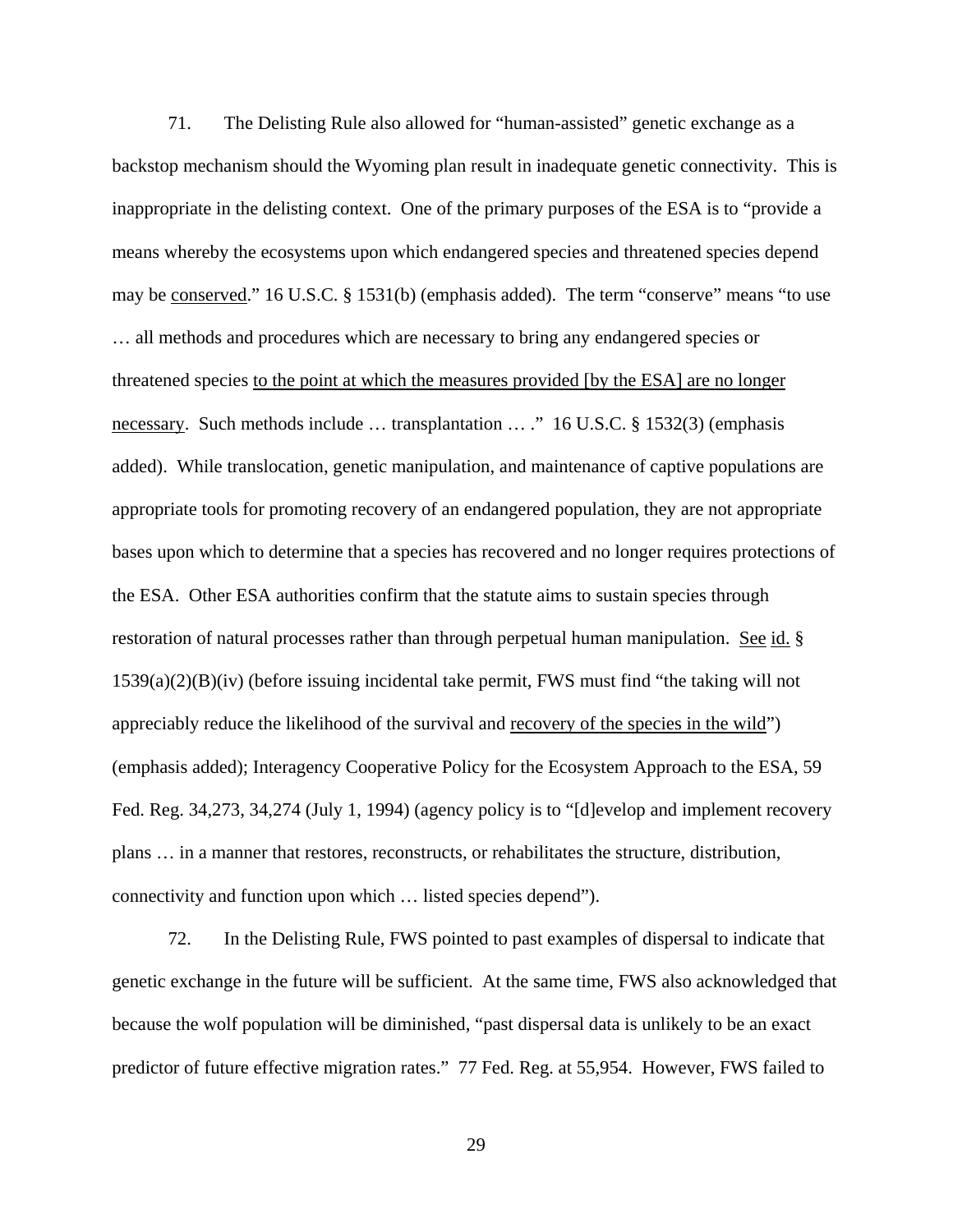71. The Delisting Rule also allowed for "human-assisted" genetic exchange as a backstop mechanism should the Wyoming plan result in inadequate genetic connectivity. This is inappropriate in the delisting context. One of the primary purposes of the ESA is to "provide a means whereby the ecosystems upon which endangered species and threatened species depend may be <u>conserved</u>." 16 U.S.C. § 1531(b) (emphasis added). The term "conserve" means "to use … all methods and procedures which are necessary to bring any endangered species or threatened species <u>to the point at which the measures provided [by the ESA] are no longer necessary</u>. Such methods include … transplantation … ." 16 U.S.C. § 1532(3) (emphasis added). While translocation, genetic manipulation, and maintenance of captive populations are appropriate tools for promoting recovery of an endangered population, they are not appropriate bases upon which to determine that a species has recovered and no longer requires protections of the ESA. Other ESA authorities confirm that the statute aims to sustain species through restoration of natural processes rather than through perpetual human manipulation. <u>See</u> <u>id.</u> § 1539(a)(2)(B)(iv) (before issuing incidental take permit, FWS must find "the taking will not appreciably reduce the likelihood of the survival and <u>recovery of the species in the wild</u>") (emphasis added); Interagency Cooperative Policy for the Ecosystem Approach to the ESA, 59 Fed. Reg. 34,273, 34,274 (July 1, 1994) (agency policy is to "[d]evelop and implement recovery plans … in a manner that restores, reconstructs, or rehabilitates the structure, distribution, connectivity and function upon which … listed species depend").

72. In the Delisting Rule, FWS pointed to past examples of dispersal to indicate that genetic exchange in the future will be sufficient. At the same time, FWS also acknowledged that because the wolf population will be diminished, "past dispersal data is unlikely to be an exact predictor of future effective migration rates." 77 Fed. Reg. at 55,954. However, FWS failed to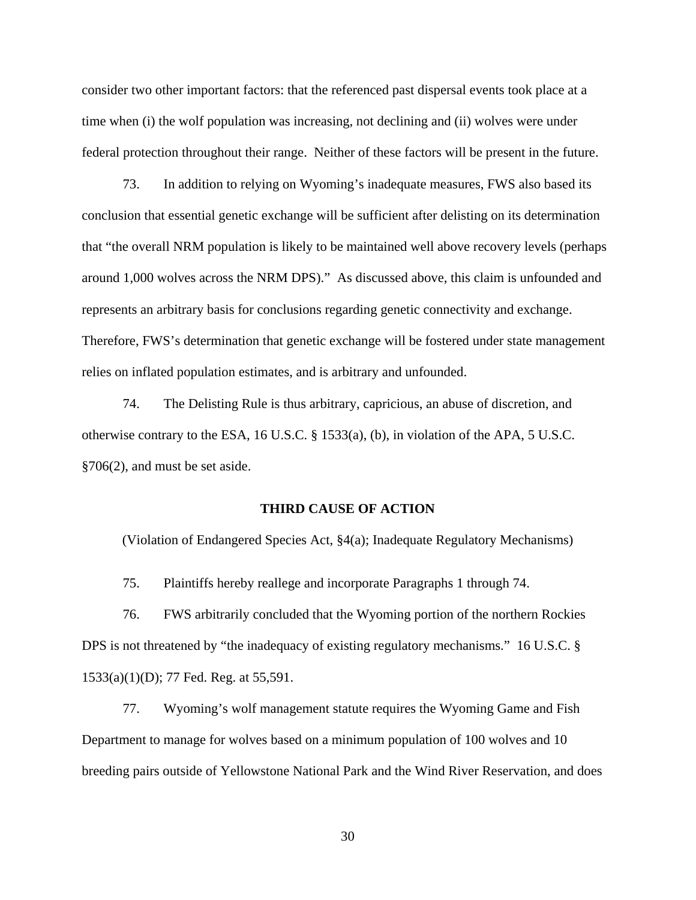consider two other important factors: that the referenced past dispersal events took place at a time when (i) the wolf population was increasing, not declining and (ii) wolves were under federal protection throughout their range. Neither of these factors will be present in the future.

73. In addition to relying on Wyoming's inadequate measures, FWS also based its conclusion that essential genetic exchange will be sufficient after delisting on its determination that "the overall NRM population is likely to be maintained well above recovery levels (perhaps around 1,000 wolves across the NRM DPS)." As discussed above, this claim is unfounded and represents an arbitrary basis for conclusions regarding genetic connectivity and exchange. Therefore, FWS's determination that genetic exchange will be fostered under state management relies on inflated population estimates, and is arbitrary and unfounded.

74. The Delisting Rule is thus arbitrary, capricious, an abuse of discretion, and otherwise contrary to the ESA, 16 U.S.C. § 1533(a), (b), in violation of the APA, 5 U.S.C. §706(2), and must be set aside.

## THIRD CAUSE OF ACTION

(Violation of Endangered Species Act, §4(a); Inadequate Regulatory Mechanisms)

75. Plaintiffs hereby reallege and incorporate Paragraphs 1 through 74.

76. FWS arbitrarily concluded that the Wyoming portion of the northern Rockies DPS is not threatened by "the inadequacy of existing regulatory mechanisms." 16 U.S.C. § 1533(a)(1)(D); 77 Fed. Reg. at 55,591.

77. Wyoming's wolf management statute requires the Wyoming Game and Fish Department to manage for wolves based on a minimum population of 100 wolves and 10 breeding pairs outside of Yellowstone National Park and the Wind River Reservation, and does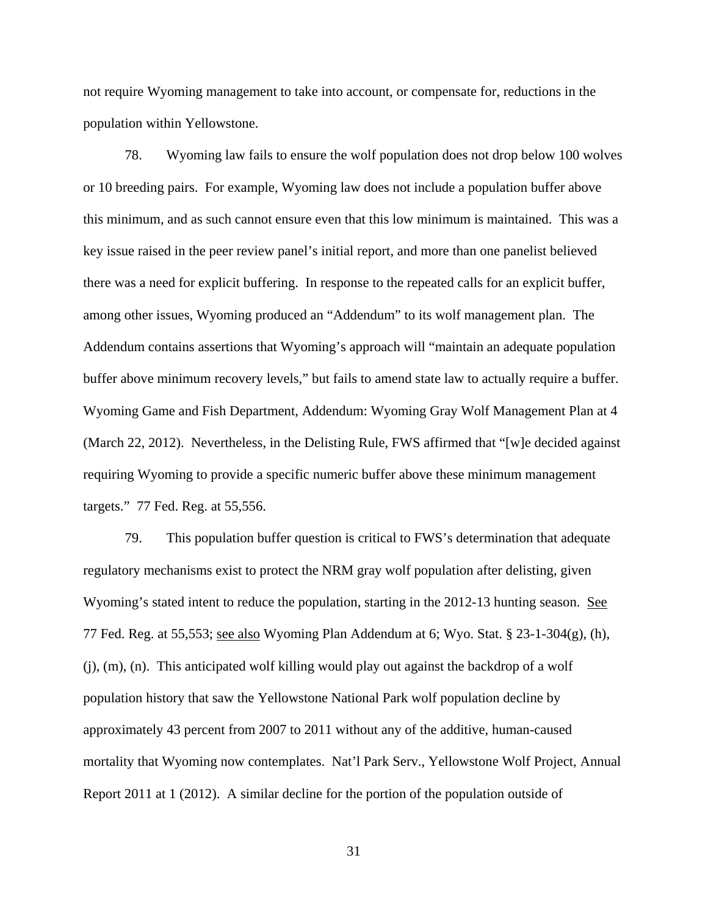not require Wyoming management to take into account, or compensate for, reductions in the population within Yellowstone.

78. Wyoming law fails to ensure the wolf population does not drop below 100 wolves or 10 breeding pairs. For example, Wyoming law does not include a population buffer above this minimum, and as such cannot ensure even that this low minimum is maintained. This was a key issue raised in the peer review panel's initial report, and more than one panelist believed there was a need for explicit buffering. In response to the repeated calls for an explicit buffer, among other issues, Wyoming produced an "Addendum" to its wolf management plan. The Addendum contains assertions that Wyoming's approach will "maintain an adequate population buffer above minimum recovery levels," but fails to amend state law to actually require a buffer. Wyoming Game and Fish Department, Addendum: Wyoming Gray Wolf Management Plan at 4 (March 22, 2012). Nevertheless, in the Delisting Rule, FWS affirmed that "[w]e decided against requiring Wyoming to provide a specific numeric buffer above these minimum management targets." 77 Fed. Reg. at 55,556.

79. This population buffer question is critical to FWS's determination that adequate regulatory mechanisms exist to protect the NRM gray wolf population after delisting, given Wyoming's stated intent to reduce the population, starting in the 2012-13 hunting season. See 77 Fed. Reg. at 55,553; see also Wyoming Plan Addendum at 6; Wyo. Stat. § 23-1-304(g), (h), (j), (m), (n). This anticipated wolf killing would play out against the backdrop of a wolf population history that saw the Yellowstone National Park wolf population decline by approximately 43 percent from 2007 to 2011 without any of the additive, human-caused mortality that Wyoming now contemplates. Nat'l Park Serv., Yellowstone Wolf Project, Annual Report 2011 at 1 (2012). A similar decline for the portion of the population outside of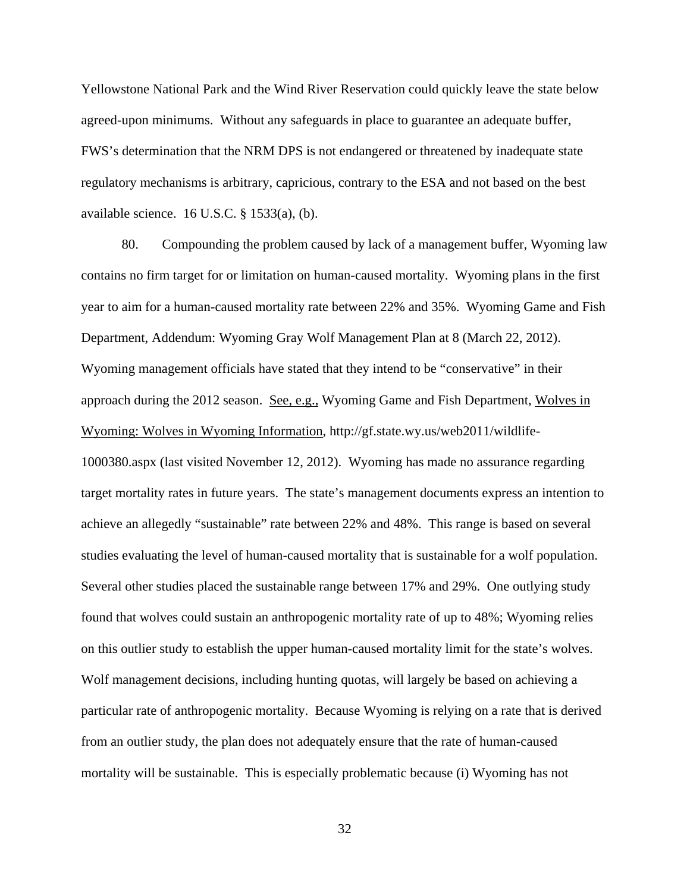Yellowstone National Park and the Wind River Reservation could quickly leave the state below agreed-upon minimums. Without any safeguards in place to guarantee an adequate buffer, FWS's determination that the NRM DPS is not endangered or threatened by inadequate state regulatory mechanisms is arbitrary, capricious, contrary to the ESA and not based on the best available science. 16 U.S.C. § 1533(a), (b).

80. Compounding the problem caused by lack of a management buffer, Wyoming law contains no firm target for or limitation on human-caused mortality. Wyoming plans in the first year to aim for a human-caused mortality rate between 22% and 35%. Wyoming Game and Fish Department, Addendum: Wyoming Gray Wolf Management Plan at 8 (March 22, 2012). Wyoming management officials have stated that they intend to be "conservative" in their approach during the 2012 season. See, e.g., Wyoming Game and Fish Department, Wolves in Wyoming: Wolves in Wyoming Information, http://gf.state.wy.us/web2011/wildlife-1000380.aspx (last visited November 12, 2012). Wyoming has made no assurance regarding target mortality rates in future years. The state's management documents express an intention to achieve an allegedly "sustainable" rate between 22% and 48%. This range is based on several studies evaluating the level of human-caused mortality that is sustainable for a wolf population. Several other studies placed the sustainable range between 17% and 29%. One outlying study found that wolves could sustain an anthropogenic mortality rate of up to 48%; Wyoming relies on this outlier study to establish the upper human-caused mortality limit for the state's wolves. Wolf management decisions, including hunting quotas, will largely be based on achieving a particular rate of anthropogenic mortality. Because Wyoming is relying on a rate that is derived from an outlier study, the plan does not adequately ensure that the rate of human-caused mortality will be sustainable. This is especially problematic because (i) Wyoming has not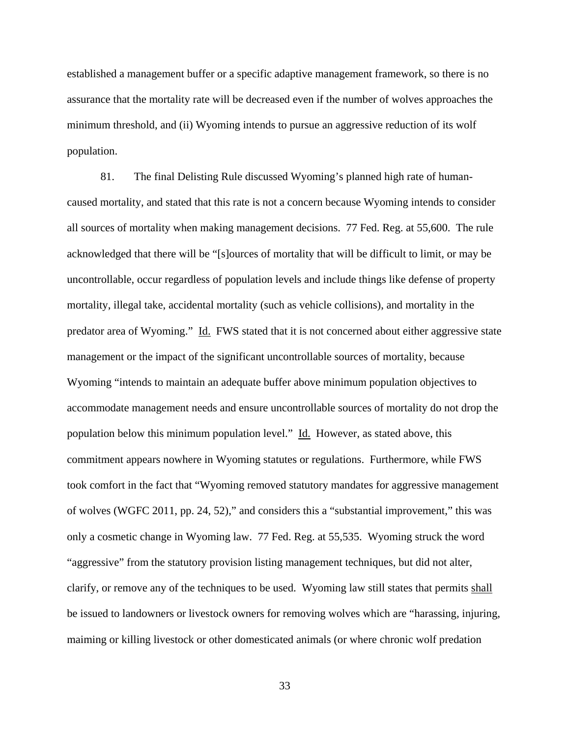established a management buffer or a specific adaptive management framework, so there is no assurance that the mortality rate will be decreased even if the number of wolves approaches the minimum threshold, and (ii) Wyoming intends to pursue an aggressive reduction of its wolf population.

81. The final Delisting Rule discussed Wyoming's planned high rate of human-caused mortality, and stated that this rate is not a concern because Wyoming intends to consider all sources of mortality when making management decisions. 77 Fed. Reg. at 55,600. The rule acknowledged that there will be "[s]ources of mortality that will be difficult to limit, or may be uncontrollable, occur regardless of population levels and include things like defense of property mortality, illegal take, accidental mortality (such as vehicle collisions), and mortality in the predator area of Wyoming." Id. FWS stated that it is not concerned about either aggressive state management or the impact of the significant uncontrollable sources of mortality, because Wyoming "intends to maintain an adequate buffer above minimum population objectives to accommodate management needs and ensure uncontrollable sources of mortality do not drop the population below this minimum population level." Id. However, as stated above, this commitment appears nowhere in Wyoming statutes or regulations. Furthermore, while FWS took comfort in the fact that "Wyoming removed statutory mandates for aggressive management of wolves (WGFC 2011, pp. 24, 52)," and considers this a "substantial improvement," this was only a cosmetic change in Wyoming law. 77 Fed. Reg. at 55,535. Wyoming struck the word "aggressive" from the statutory provision listing management techniques, but did not alter, clarify, or remove any of the techniques to be used. Wyoming law still states that permits shall be issued to landowners or livestock owners for removing wolves which are "harassing, injuring, maiming or killing livestock or other domesticated animals (or where chronic wolf predation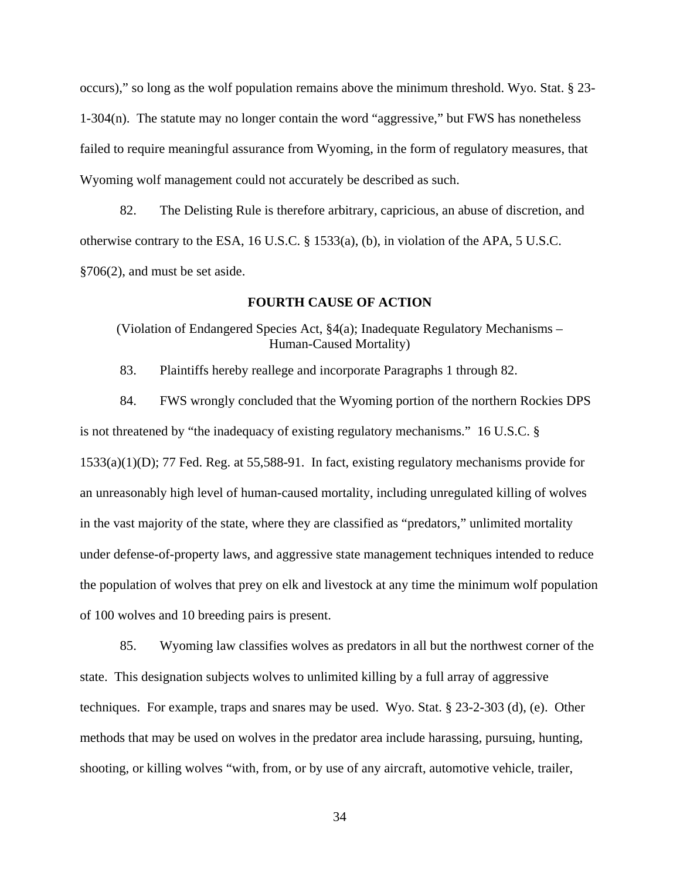occurs)," so long as the wolf population remains above the minimum threshold. Wyo. Stat. § 23-1-304(n). The statute may no longer contain the word "aggressive," but FWS has nonetheless failed to require meaningful assurance from Wyoming, in the form of regulatory measures, that Wyoming wolf management could not accurately be described as such.

82. The Delisting Rule is therefore arbitrary, capricious, an abuse of discretion, and otherwise contrary to the ESA, 16 U.S.C. § 1533(a), (b), in violation of the APA, 5 U.S.C. §706(2), and must be set aside.

**FOURTH CAUSE OF ACTION**

(Violation of Endangered Species Act, §4(a); Inadequate Regulatory Mechanisms – Human-Caused Mortality)

83. Plaintiffs hereby reallege and incorporate Paragraphs 1 through 82.

84. FWS wrongly concluded that the Wyoming portion of the northern Rockies DPS is not threatened by "the inadequacy of existing regulatory mechanisms." 16 U.S.C. § 1533(a)(1)(D); 77 Fed. Reg. at 55,588-91. In fact, existing regulatory mechanisms provide for an unreasonably high level of human-caused mortality, including unregulated killing of wolves in the vast majority of the state, where they are classified as "predators," unlimited mortality under defense-of-property laws, and aggressive state management techniques intended to reduce the population of wolves that prey on elk and livestock at any time the minimum wolf population of 100 wolves and 10 breeding pairs is present.

85. Wyoming law classifies wolves as predators in all but the northwest corner of the state. This designation subjects wolves to unlimited killing by a full array of aggressive techniques. For example, traps and snares may be used. Wyo. Stat. § 23-2-303 (d), (e). Other methods that may be used on wolves in the predator area include harassing, pursuing, hunting, shooting, or killing wolves "with, from, or by use of any aircraft, automotive vehicle, trailer,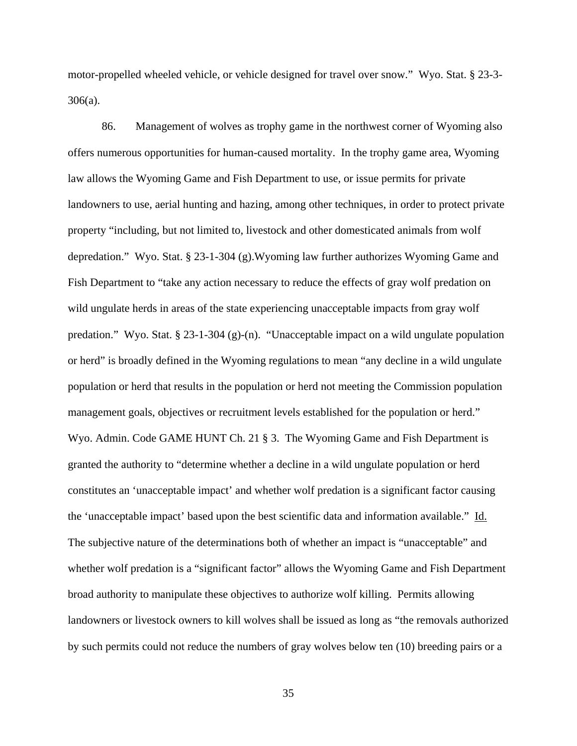motor-propelled wheeled vehicle, or vehicle designed for travel over snow." Wyo. Stat. § 23-3-306(a).

86. Management of wolves as trophy game in the northwest corner of Wyoming also offers numerous opportunities for human-caused mortality. In the trophy game area, Wyoming law allows the Wyoming Game and Fish Department to use, or issue permits for private landowners to use, aerial hunting and hazing, among other techniques, in order to protect private property "including, but not limited to, livestock and other domesticated animals from wolf depredation." Wyo. Stat. § 23-1-304 (g).Wyoming law further authorizes Wyoming Game and Fish Department to "take any action necessary to reduce the effects of gray wolf predation on wild ungulate herds in areas of the state experiencing unacceptable impacts from gray wolf predation." Wyo. Stat. § 23-1-304 (g)-(n). "Unacceptable impact on a wild ungulate population or herd" is broadly defined in the Wyoming regulations to mean "any decline in a wild ungulate population or herd that results in the population or herd not meeting the Commission population management goals, objectives or recruitment levels established for the population or herd." Wyo. Admin. Code GAME HUNT Ch. 21 § 3. The Wyoming Game and Fish Department is granted the authority to "determine whether a decline in a wild ungulate population or herd constitutes an 'unacceptable impact' and whether wolf predation is a significant factor causing the 'unacceptable impact' based upon the best scientific data and information available." Id. The subjective nature of the determinations both of whether an impact is "unacceptable" and whether wolf predation is a "significant factor" allows the Wyoming Game and Fish Department broad authority to manipulate these objectives to authorize wolf killing. Permits allowing landowners or livestock owners to kill wolves shall be issued as long as "the removals authorized by such permits could not reduce the numbers of gray wolves below ten (10) breeding pairs or a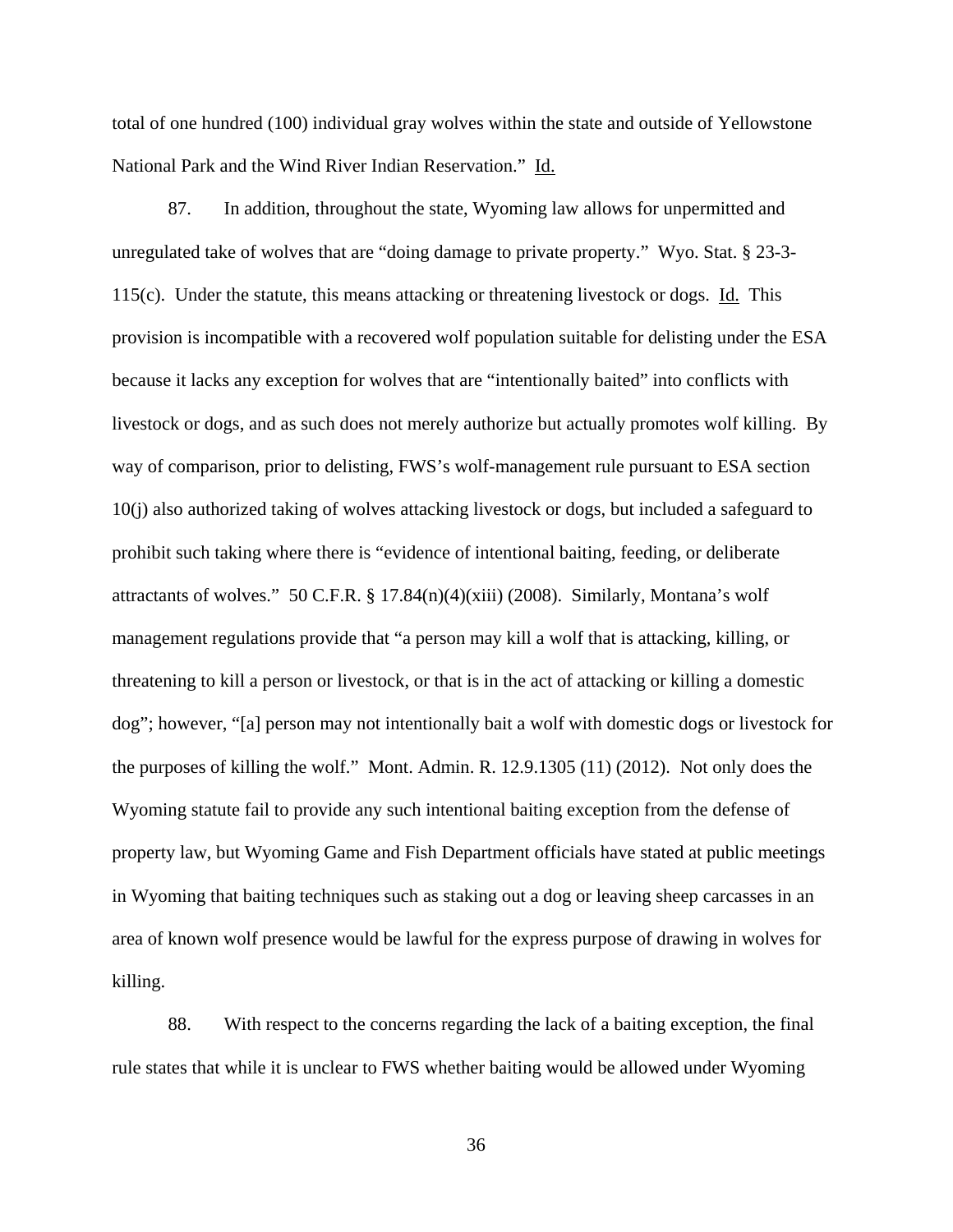total of one hundred (100) individual gray wolves within the state and outside of Yellowstone National Park and the Wind River Indian Reservation." Id.

87. In addition, throughout the state, Wyoming law allows for unpermitted and unregulated take of wolves that are "doing damage to private property." Wyo. Stat. § 23-3-115(c). Under the statute, this means attacking or threatening livestock or dogs. Id. This provision is incompatible with a recovered wolf population suitable for delisting under the ESA because it lacks any exception for wolves that are "intentionally baited" into conflicts with livestock or dogs, and as such does not merely authorize but actually promotes wolf killing. By way of comparison, prior to delisting, FWS's wolf-management rule pursuant to ESA section 10(j) also authorized taking of wolves attacking livestock or dogs, but included a safeguard to prohibit such taking where there is "evidence of intentional baiting, feeding, or deliberate attractants of wolves." 50 C.F.R. § 17.84(n)(4)(xiii) (2008). Similarly, Montana's wolf management regulations provide that "a person may kill a wolf that is attacking, killing, or threatening to kill a person or livestock, or that is in the act of attacking or killing a domestic dog"; however, "[a] person may not intentionally bait a wolf with domestic dogs or livestock for the purposes of killing the wolf." Mont. Admin. R. 12.9.1305 (11) (2012). Not only does the Wyoming statute fail to provide any such intentional baiting exception from the defense of property law, but Wyoming Game and Fish Department officials have stated at public meetings in Wyoming that baiting techniques such as staking out a dog or leaving sheep carcasses in an area of known wolf presence would be lawful for the express purpose of drawing in wolves for killing.

88. With respect to the concerns regarding the lack of a baiting exception, the final rule states that while it is unclear to FWS whether baiting would be allowed under Wyoming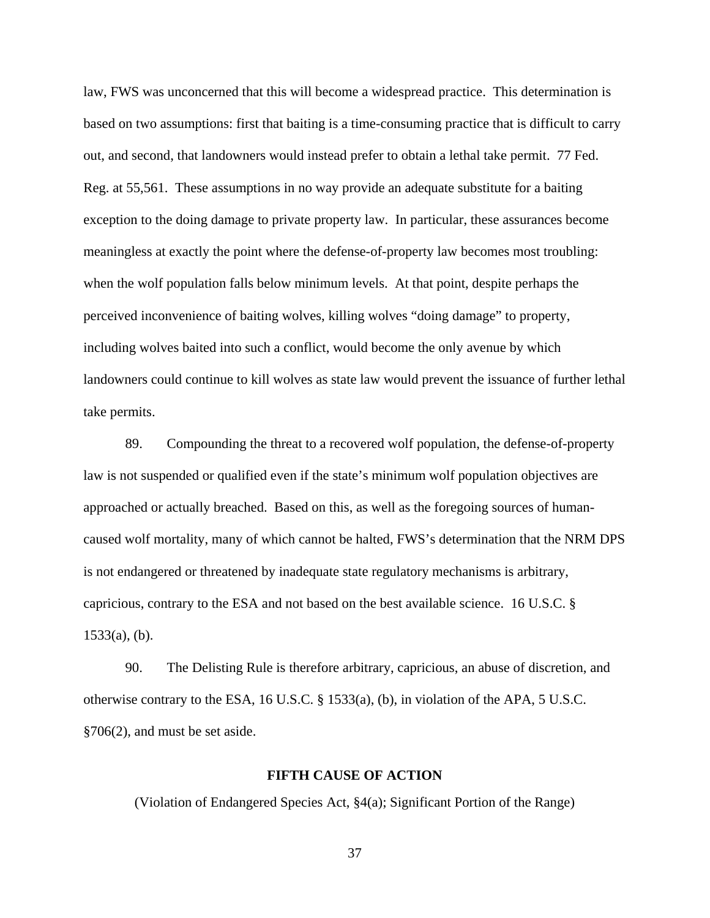law, FWS was unconcerned that this will become a widespread practice. This determination is based on two assumptions: first that baiting is a time-consuming practice that is difficult to carry out, and second, that landowners would instead prefer to obtain a lethal take permit. 77 Fed. Reg. at 55,561. These assumptions in no way provide an adequate substitute for a baiting exception to the doing damage to private property law. In particular, these assurances become meaningless at exactly the point where the defense-of-property law becomes most troubling: when the wolf population falls below minimum levels. At that point, despite perhaps the perceived inconvenience of baiting wolves, killing wolves "doing damage" to property, including wolves baited into such a conflict, would become the only avenue by which landowners could continue to kill wolves as state law would prevent the issuance of further lethal take permits.

89. Compounding the threat to a recovered wolf population, the defense-of-property law is not suspended or qualified even if the state's minimum wolf population objectives are approached or actually breached. Based on this, as well as the foregoing sources of human-caused wolf mortality, many of which cannot be halted, FWS's determination that the NRM DPS is not endangered or threatened by inadequate state regulatory mechanisms is arbitrary, capricious, contrary to the ESA and not based on the best available science. 16 U.S.C. § 1533(a), (b).

90. The Delisting Rule is therefore arbitrary, capricious, an abuse of discretion, and otherwise contrary to the ESA, 16 U.S.C. § 1533(a), (b), in violation of the APA, 5 U.S.C. §706(2), and must be set aside.

## FIFTH CAUSE OF ACTION

(Violation of Endangered Species Act, §4(a); Significant Portion of the Range)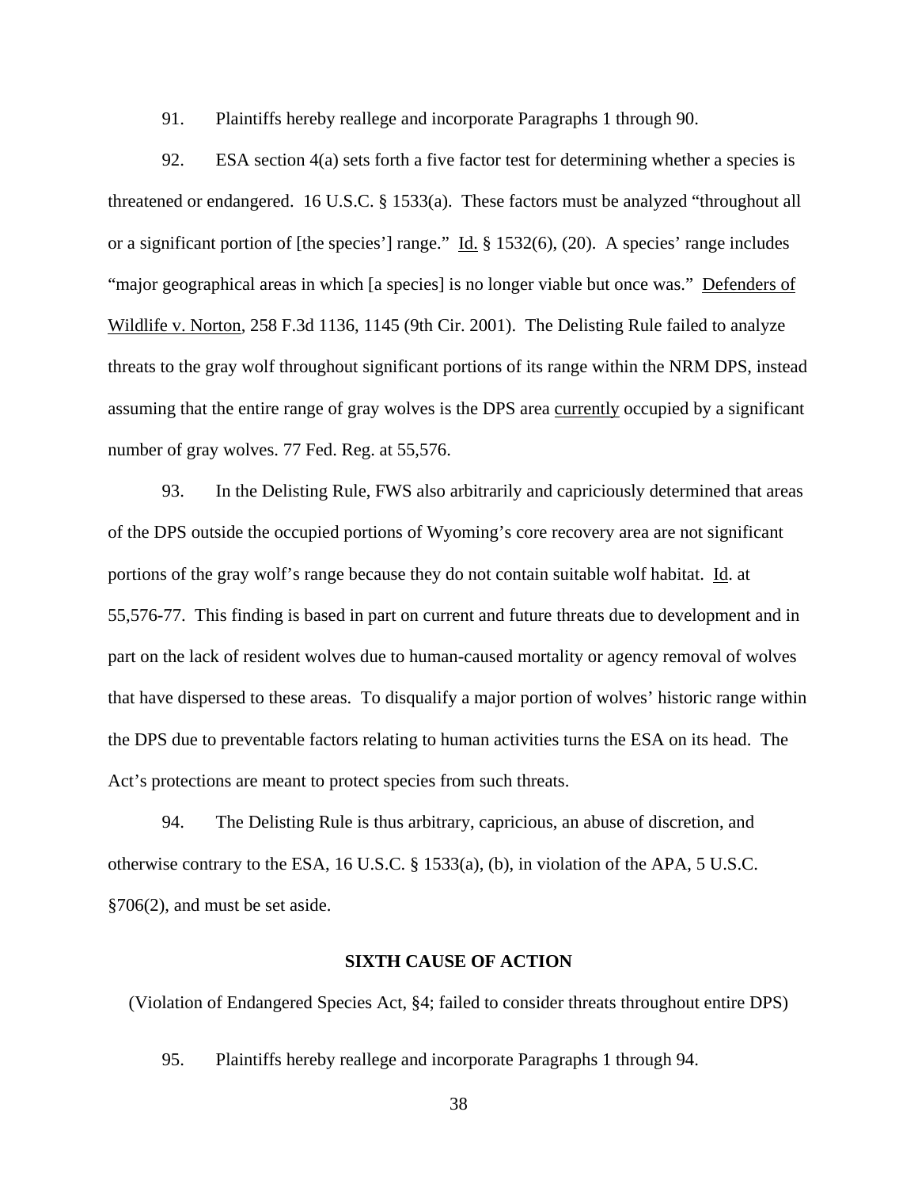91. Plaintiffs hereby reallege and incorporate Paragraphs 1 through 90.

92. ESA section 4(a) sets forth a five factor test for determining whether a species is threatened or endangered. 16 U.S.C. § 1533(a). These factors must be analyzed "throughout all or a significant portion of [the species'] range." Id. § 1532(6), (20). A species' range includes "major geographical areas in which [a species] is no longer viable but once was." Defenders of Wildlife v. Norton, 258 F.3d 1136, 1145 (9th Cir. 2001). The Delisting Rule failed to analyze threats to the gray wolf throughout significant portions of its range within the NRM DPS, instead assuming that the entire range of gray wolves is the DPS area currently occupied by a significant number of gray wolves. 77 Fed. Reg. at 55,576.

93. In the Delisting Rule, FWS also arbitrarily and capriciously determined that areas of the DPS outside the occupied portions of Wyoming's core recovery area are not significant portions of the gray wolf's range because they do not contain suitable wolf habitat. Id. at 55,576-77. This finding is based in part on current and future threats due to development and in part on the lack of resident wolves due to human-caused mortality or agency removal of wolves that have dispersed to these areas. To disqualify a major portion of wolves' historic range within the DPS due to preventable factors relating to human activities turns the ESA on its head. The Act's protections are meant to protect species from such threats.

94. The Delisting Rule is thus arbitrary, capricious, an abuse of discretion, and otherwise contrary to the ESA, 16 U.S.C. § 1533(a), (b), in violation of the APA, 5 U.S.C. §706(2), and must be set aside.

## SIXTH CAUSE OF ACTION

(Violation of Endangered Species Act, §4; failed to consider threats throughout entire DPS)

95. Plaintiffs hereby reallege and incorporate Paragraphs 1 through 94.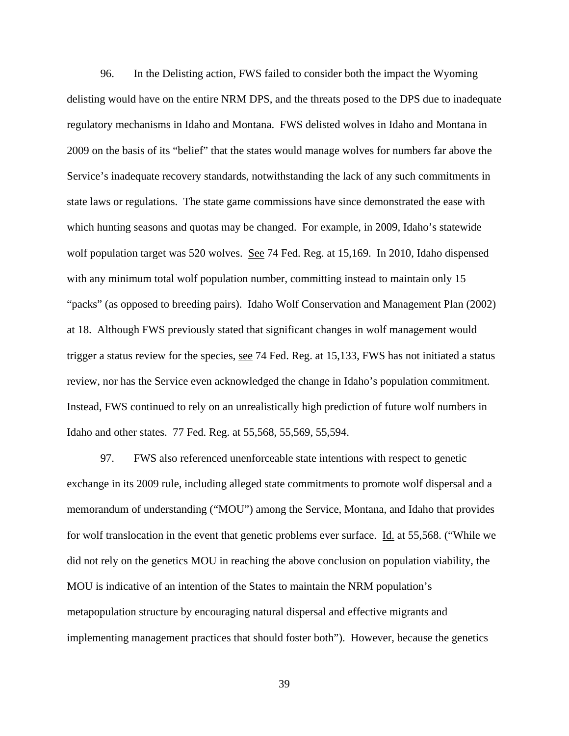96. In the Delisting action, FWS failed to consider both the impact the Wyoming delisting would have on the entire NRM DPS, and the threats posed to the DPS due to inadequate regulatory mechanisms in Idaho and Montana. FWS delisted wolves in Idaho and Montana in 2009 on the basis of its "belief" that the states would manage wolves for numbers far above the Service's inadequate recovery standards, notwithstanding the lack of any such commitments in state laws or regulations. The state game commissions have since demonstrated the ease with which hunting seasons and quotas may be changed. For example, in 2009, Idaho's statewide wolf population target was 520 wolves. See 74 Fed. Reg. at 15,169. In 2010, Idaho dispensed with any minimum total wolf population number, committing instead to maintain only 15 "packs" (as opposed to breeding pairs). Idaho Wolf Conservation and Management Plan (2002) at 18. Although FWS previously stated that significant changes in wolf management would trigger a status review for the species, see 74 Fed. Reg. at 15,133, FWS has not initiated a status review, nor has the Service even acknowledged the change in Idaho's population commitment. Instead, FWS continued to rely on an unrealistically high prediction of future wolf numbers in Idaho and other states. 77 Fed. Reg. at 55,568, 55,569, 55,594.

97. FWS also referenced unenforceable state intentions with respect to genetic exchange in its 2009 rule, including alleged state commitments to promote wolf dispersal and a memorandum of understanding ("MOU") among the Service, Montana, and Idaho that provides for wolf translocation in the event that genetic problems ever surface. Id. at 55,568. ("While we did not rely on the genetics MOU in reaching the above conclusion on population viability, the MOU is indicative of an intention of the States to maintain the NRM population's metapopulation structure by encouraging natural dispersal and effective migrants and implementing management practices that should foster both"). However, because the genetics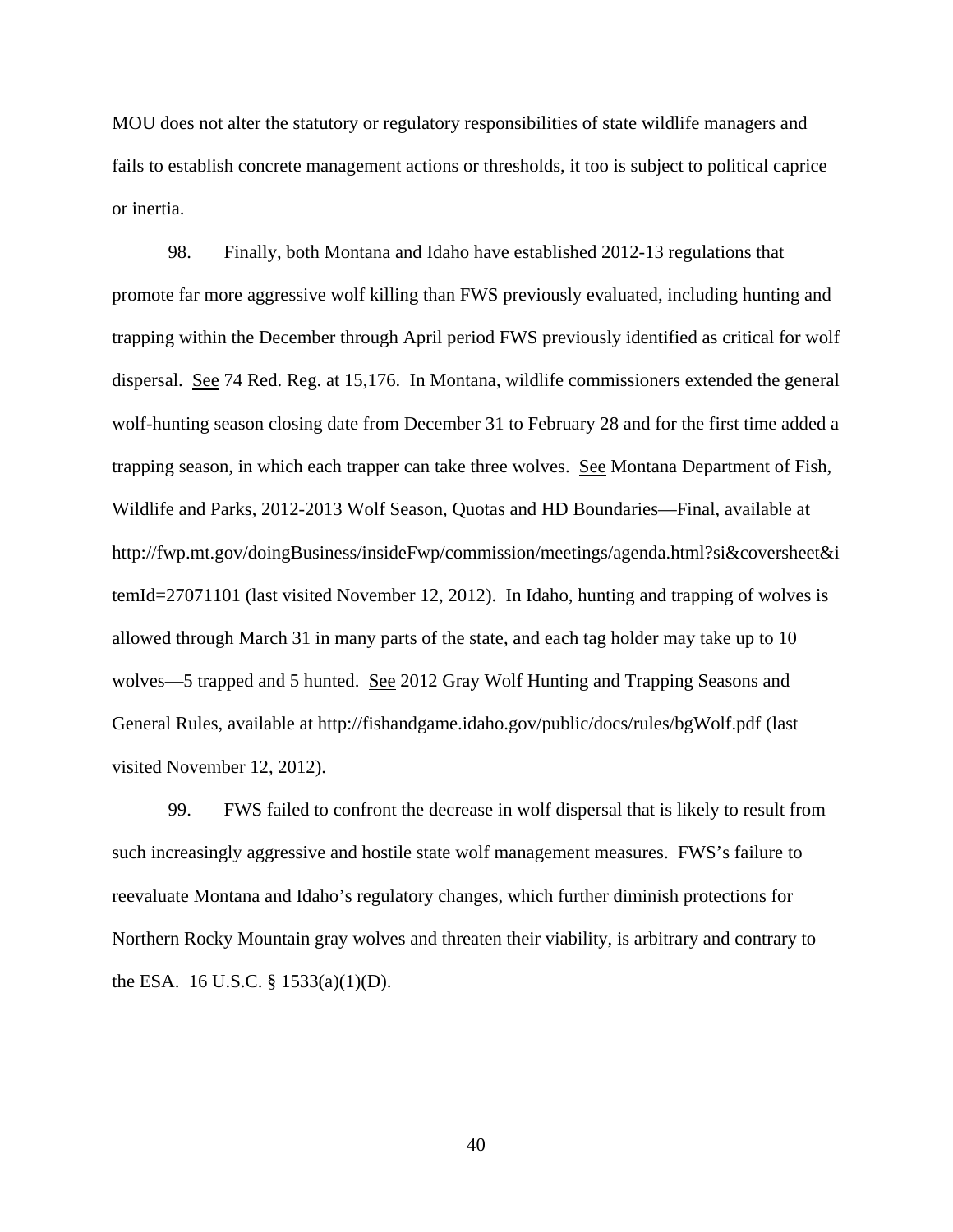MOU does not alter the statutory or regulatory responsibilities of state wildlife managers and fails to establish concrete management actions or thresholds, it too is subject to political caprice or inertia.

98. Finally, both Montana and Idaho have established 2012-13 regulations that promote far more aggressive wolf killing than FWS previously evaluated, including hunting and trapping within the December through April period FWS previously identified as critical for wolf dispersal. See 74 Red. Reg. at 15,176. In Montana, wildlife commissioners extended the general wolf-hunting season closing date from December 31 to February 28 and for the first time added a trapping season, in which each trapper can take three wolves. See Montana Department of Fish, Wildlife and Parks, 2012-2013 Wolf Season, Quotas and HD Boundaries—Final, available at http://fwp.mt.gov/doingBusiness/insideFwp/commission/meetings/agenda.html?si&coversheet&itemId=27071101 (last visited November 12, 2012). In Idaho, hunting and trapping of wolves is allowed through March 31 in many parts of the state, and each tag holder may take up to 10 wolves—5 trapped and 5 hunted. See 2012 Gray Wolf Hunting and Trapping Seasons and General Rules, available at http://fishandgame.idaho.gov/public/docs/rules/bgWolf.pdf (last visited November 12, 2012).

99. FWS failed to confront the decrease in wolf dispersal that is likely to result from such increasingly aggressive and hostile state wolf management measures. FWS's failure to reevaluate Montana and Idaho's regulatory changes, which further diminish protections for Northern Rocky Mountain gray wolves and threaten their viability, is arbitrary and contrary to the ESA. 16 U.S.C. § 1533(a)(1)(D).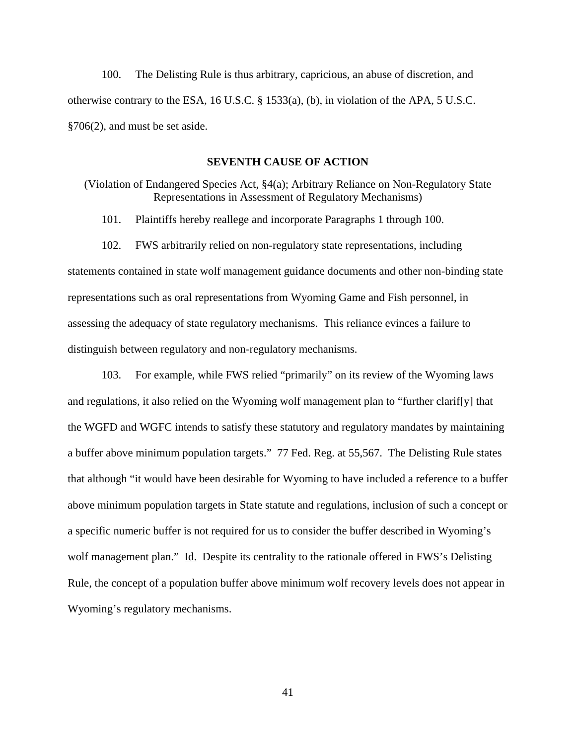100. The Delisting Rule is thus arbitrary, capricious, an abuse of discretion, and otherwise contrary to the ESA, 16 U.S.C. § 1533(a), (b), in violation of the APA, 5 U.S.C. §706(2), and must be set aside.

**SEVENTH CAUSE OF ACTION**

(Violation of Endangered Species Act, §4(a); Arbitrary Reliance on Non-Regulatory State Representations in Assessment of Regulatory Mechanisms)

101. Plaintiffs hereby reallege and incorporate Paragraphs 1 through 100.

102. FWS arbitrarily relied on non-regulatory state representations, including statements contained in state wolf management guidance documents and other non-binding state representations such as oral representations from Wyoming Game and Fish personnel, in assessing the adequacy of state regulatory mechanisms. This reliance evinces a failure to distinguish between regulatory and non-regulatory mechanisms.

103. For example, while FWS relied "primarily" on its review of the Wyoming laws and regulations, it also relied on the Wyoming wolf management plan to "further clarif[y] that the WGFD and WGFC intends to satisfy these statutory and regulatory mandates by maintaining a buffer above minimum population targets." 77 Fed. Reg. at 55,567. The Delisting Rule states that although "it would have been desirable for Wyoming to have included a reference to a buffer above minimum population targets in State statute and regulations, inclusion of such a concept or a specific numeric buffer is not required for us to consider the buffer described in Wyoming's wolf management plan." Id. Despite its centrality to the rationale offered in FWS's Delisting Rule, the concept of a population buffer above minimum wolf recovery levels does not appear in Wyoming's regulatory mechanisms.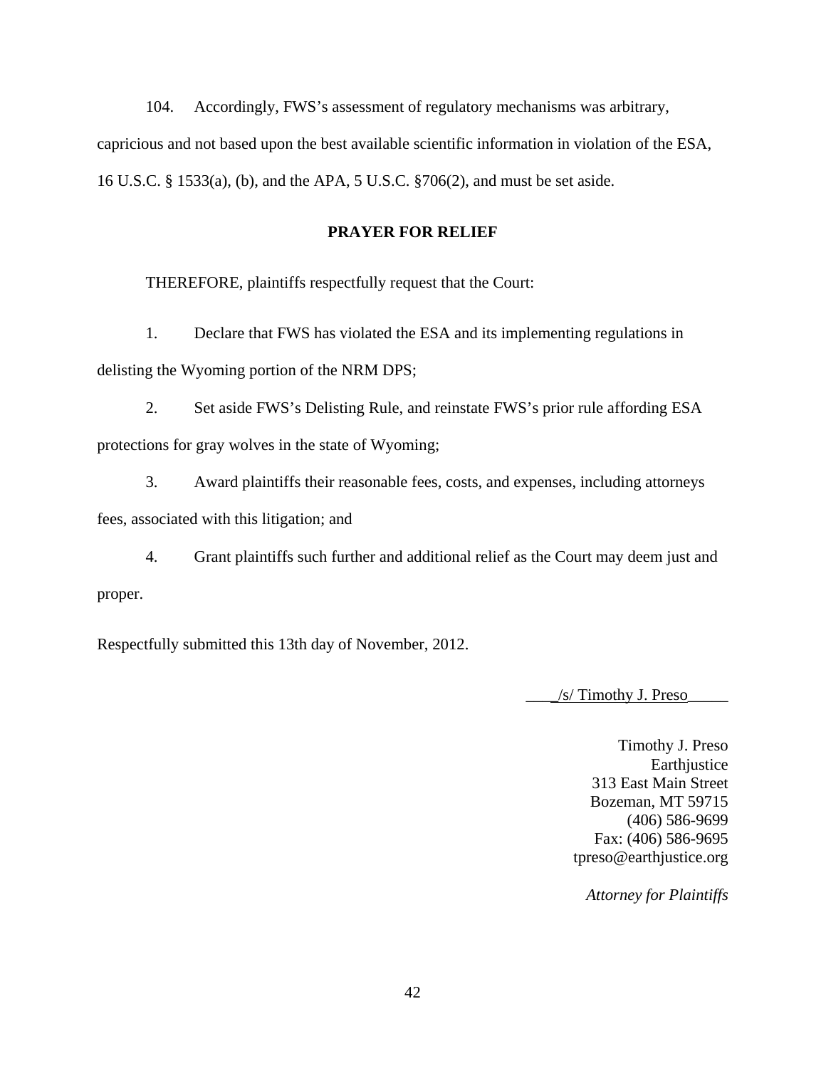104. Accordingly, FWS's assessment of regulatory mechanisms was arbitrary, capricious and not based upon the best available scientific information in violation of the ESA, 16 U.S.C. § 1533(a), (b), and the APA, 5 U.S.C. §706(2), and must be set aside.

## PRAYER FOR RELIEF

THEREFORE, plaintiffs respectfully request that the Court:

1. Declare that FWS has violated the ESA and its implementing regulations in delisting the Wyoming portion of the NRM DPS;

2. Set aside FWS's Delisting Rule, and reinstate FWS's prior rule affording ESA protections for gray wolves in the state of Wyoming;

3. Award plaintiffs their reasonable fees, costs, and expenses, including attorneys fees, associated with this litigation; and

4. Grant plaintiffs such further and additional relief as the Court may deem just and proper.

Respectfully submitted this 13th day of November, 2012.

/s/ Timothy J. Preso

Timothy J. Preso
Earthjustice
313 East Main Street
Bozeman, MT 59715
(406) 586-9699
Fax: (406) 586-9695
tpreso@earthjustice.org

*Attorney for Plaintiffs*